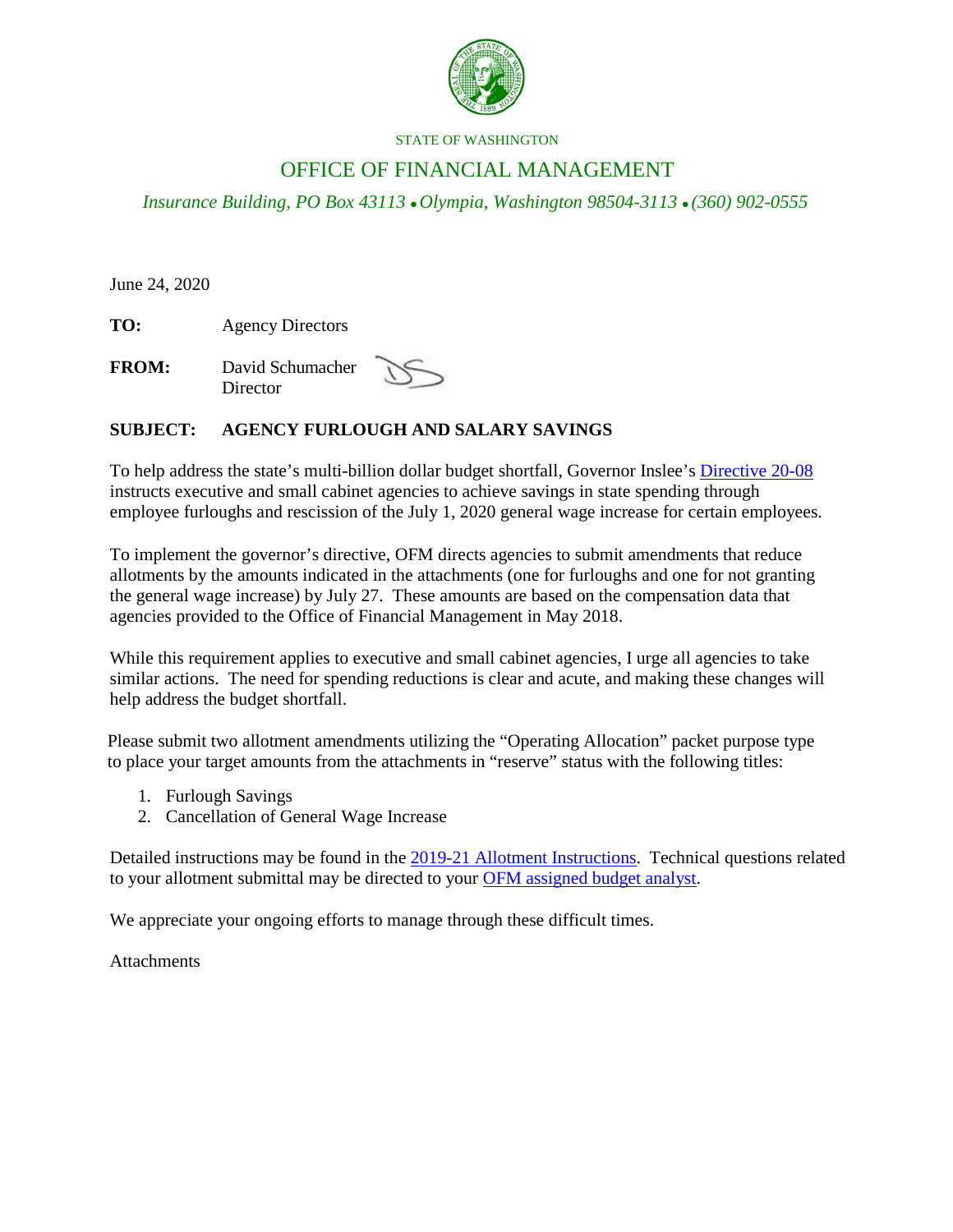STATE OF WASHINGTON

# OFFICE OF FINANCIAL MANAGEMENT

*Insurance Building, PO Box 43113 • Olympia, Washington 98504-3113 • (360) 902-0555*

June 24, 2020

**TO:** Agency Directors

**FROM:** David Schumacher
Director

**SUBJECT: AGENCY FURLOUGH AND SALARY SAVINGS**

To help address the state's multi-billion dollar budget shortfall, Governor Inslee's Directive 20-08 instructs executive and small cabinet agencies to achieve savings in state spending through employee furloughs and rescission of the July 1, 2020 general wage increase for certain employees.

To implement the governor's directive, OFM directs agencies to submit amendments that reduce allotments by the amounts indicated in the attachments (one for furloughs and one for not granting the general wage increase) by July 27. These amounts are based on the compensation data that agencies provided to the Office of Financial Management in May 2018.

While this requirement applies to executive and small cabinet agencies, I urge all agencies to take similar actions. The need for spending reductions is clear and acute, and making these changes will help address the budget shortfall.

Please submit two allotment amendments utilizing the "Operating Allocation" packet purpose type to place your target amounts from the attachments in "reserve" status with the following titles:

1. Furlough Savings
2. Cancellation of General Wage Increase

Detailed instructions may be found in the 2019-21 Allotment Instructions. Technical questions related to your allotment submittal may be directed to your OFM assigned budget analyst.

We appreciate your ongoing efforts to manage through these difficult times.

Attachments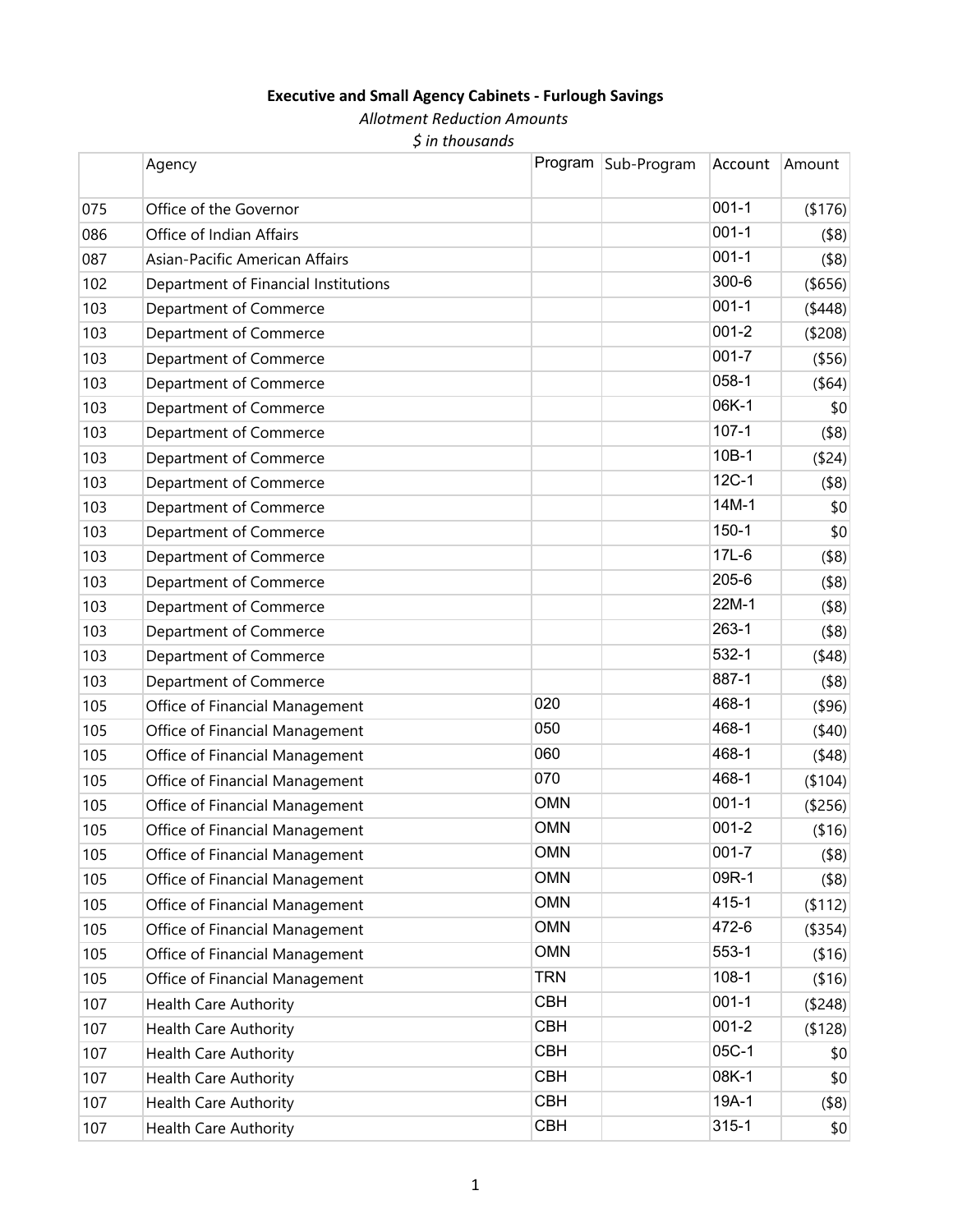**Executive and Small Agency Cabinets - Furlough Savings**

*Allotment Reduction Amounts*

*$ in thousands*

| | Agency | Program | Sub-Program | Account | Amount |
|---|---|---|---|---|---|
| 075 | Office of the Governor | | | 001-1 | ($176) |
| 086 | Office of Indian Affairs | | | 001-1 | ($8) |
| 087 | Asian-Pacific American Affairs | | | 001-1 | ($8) |
| 102 | Department of Financial Institutions | | | 300-6 | ($656) |
| 103 | Department of Commerce | | | 001-1 | ($448) |
| 103 | Department of Commerce | | | 001-2 | ($208) |
| 103 | Department of Commerce | | | 001-7 | ($56) |
| 103 | Department of Commerce | | | 058-1 | ($64) |
| 103 | Department of Commerce | | | 06K-1 | $0 |
| 103 | Department of Commerce | | | 107-1 | ($8) |
| 103 | Department of Commerce | | | 10B-1 | ($24) |
| 103 | Department of Commerce | | | 12C-1 | ($8) |
| 103 | Department of Commerce | | | 14M-1 | $0 |
| 103 | Department of Commerce | | | 150-1 | $0 |
| 103 | Department of Commerce | | | 17L-6 | ($8) |
| 103 | Department of Commerce | | | 205-6 | ($8) |
| 103 | Department of Commerce | | | 22M-1 | ($8) |
| 103 | Department of Commerce | | | 263-1 | ($8) |
| 103 | Department of Commerce | | | 532-1 | ($48) |
| 103 | Department of Commerce | | | 887-1 | ($8) |
| 105 | Office of Financial Management | 020 | | 468-1 | ($96) |
| 105 | Office of Financial Management | 050 | | 468-1 | ($40) |
| 105 | Office of Financial Management | 060 | | 468-1 | ($48) |
| 105 | Office of Financial Management | 070 | | 468-1 | ($104) |
| 105 | Office of Financial Management | OMN | | 001-1 | ($256) |
| 105 | Office of Financial Management | OMN | | 001-2 | ($16) |
| 105 | Office of Financial Management | OMN | | 001-7 | ($8) |
| 105 | Office of Financial Management | OMN | | 09R-1 | ($8) |
| 105 | Office of Financial Management | OMN | | 415-1 | ($112) |
| 105 | Office of Financial Management | OMN | | 472-6 | ($354) |
| 105 | Office of Financial Management | OMN | | 553-1 | ($16) |
| 105 | Office of Financial Management | TRN | | 108-1 | ($16) |
| 107 | Health Care Authority | CBH | | 001-1 | ($248) |
| 107 | Health Care Authority | CBH | | 001-2 | ($128) |
| 107 | Health Care Authority | CBH | | 05C-1 | $0 |
| 107 | Health Care Authority | CBH | | 08K-1 | $0 |
| 107 | Health Care Authority | CBH | | 19A-1 | ($8) |
| 107 | Health Care Authority | CBH | | 315-1 | $0 |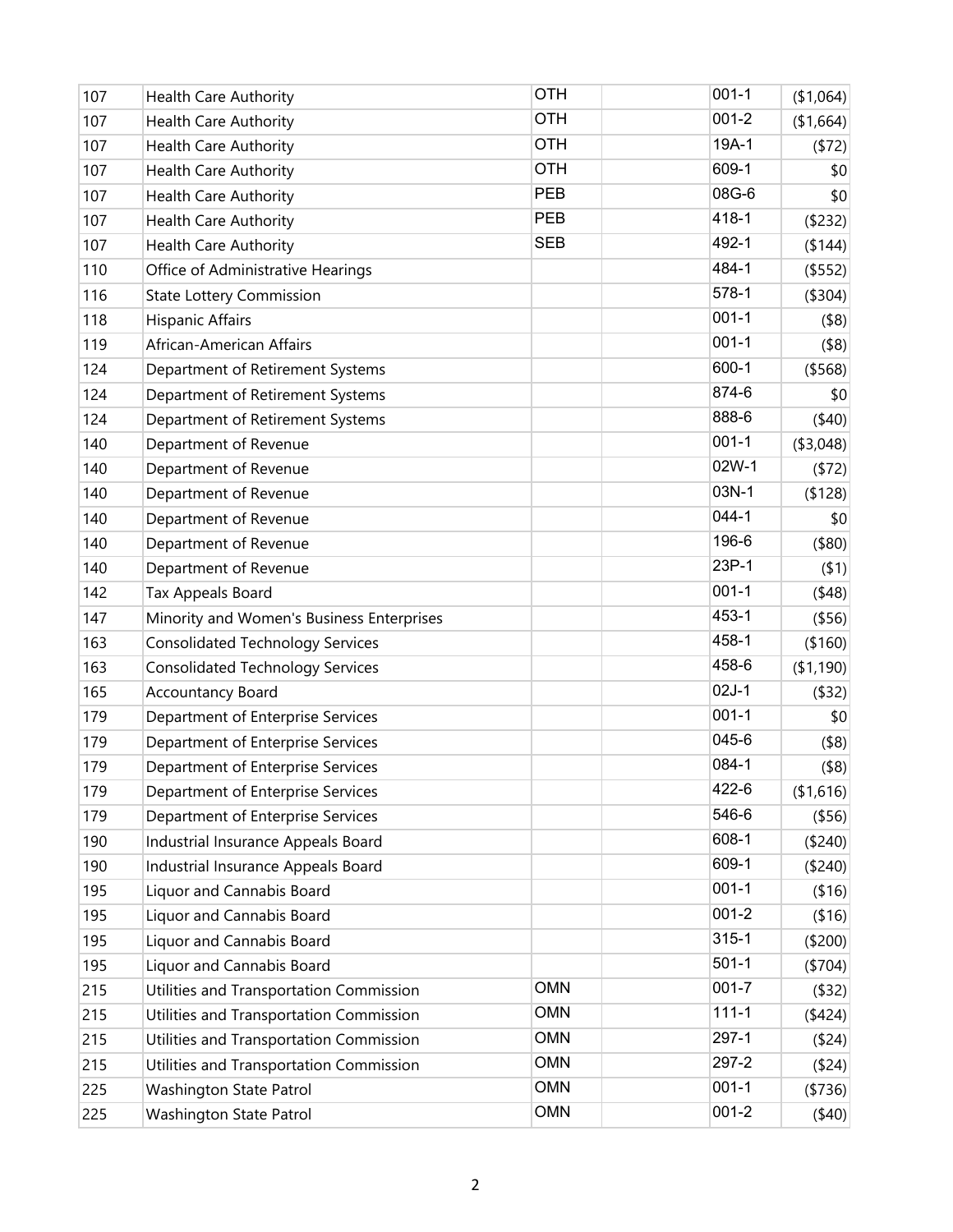| | | | | | |
|---|---|---|---|---|---|
| 107 | Health Care Authority | OTH | | 001-1 | ($1,064) |
| 107 | Health Care Authority | OTH | | 001-2 | ($1,664) |
| 107 | Health Care Authority | OTH | | 19A-1 | ($72) |
| 107 | Health Care Authority | OTH | | 609-1 | $0 |
| 107 | Health Care Authority | PEB | | 08G-6 | $0 |
| 107 | Health Care Authority | PEB | | 418-1 | ($232) |
| 107 | Health Care Authority | SEB | | 492-1 | ($144) |
| 110 | Office of Administrative Hearings | | | 484-1 | ($552) |
| 116 | State Lottery Commission | | | 578-1 | ($304) |
| 118 | Hispanic Affairs | | | 001-1 | ($8) |
| 119 | African-American Affairs | | | 001-1 | ($8) |
| 124 | Department of Retirement Systems | | | 600-1 | ($568) |
| 124 | Department of Retirement Systems | | | 874-6 | $0 |
| 124 | Department of Retirement Systems | | | 888-6 | ($40) |
| 140 | Department of Revenue | | | 001-1 | ($3,048) |
| 140 | Department of Revenue | | | 02W-1 | ($72) |
| 140 | Department of Revenue | | | 03N-1 | ($128) |
| 140 | Department of Revenue | | | 044-1 | $0 |
| 140 | Department of Revenue | | | 196-6 | ($80) |
| 140 | Department of Revenue | | | 23P-1 | ($1) |
| 142 | Tax Appeals Board | | | 001-1 | ($48) |
| 147 | Minority and Women's Business Enterprises | | | 453-1 | ($56) |
| 163 | Consolidated Technology Services | | | 458-1 | ($160) |
| 163 | Consolidated Technology Services | | | 458-6 | ($1,190) |
| 165 | Accountancy Board | | | 02J-1 | ($32) |
| 179 | Department of Enterprise Services | | | 001-1 | $0 |
| 179 | Department of Enterprise Services | | | 045-6 | ($8) |
| 179 | Department of Enterprise Services | | | 084-1 | ($8) |
| 179 | Department of Enterprise Services | | | 422-6 | ($1,616) |
| 179 | Department of Enterprise Services | | | 546-6 | ($56) |
| 190 | Industrial Insurance Appeals Board | | | 608-1 | ($240) |
| 190 | Industrial Insurance Appeals Board | | | 609-1 | ($240) |
| 195 | Liquor and Cannabis Board | | | 001-1 | ($16) |
| 195 | Liquor and Cannabis Board | | | 001-2 | ($16) |
| 195 | Liquor and Cannabis Board | | | 315-1 | ($200) |
| 195 | Liquor and Cannabis Board | | | 501-1 | ($704) |
| 215 | Utilities and Transportation Commission | OMN | | 001-7 | ($32) |
| 215 | Utilities and Transportation Commission | OMN | | 111-1 | ($424) |
| 215 | Utilities and Transportation Commission | OMN | | 297-1 | ($24) |
| 215 | Utilities and Transportation Commission | OMN | | 297-2 | ($24) |
| 225 | Washington State Patrol | OMN | | 001-1 | ($736) |
| 225 | Washington State Patrol | OMN | | 001-2 | ($40) |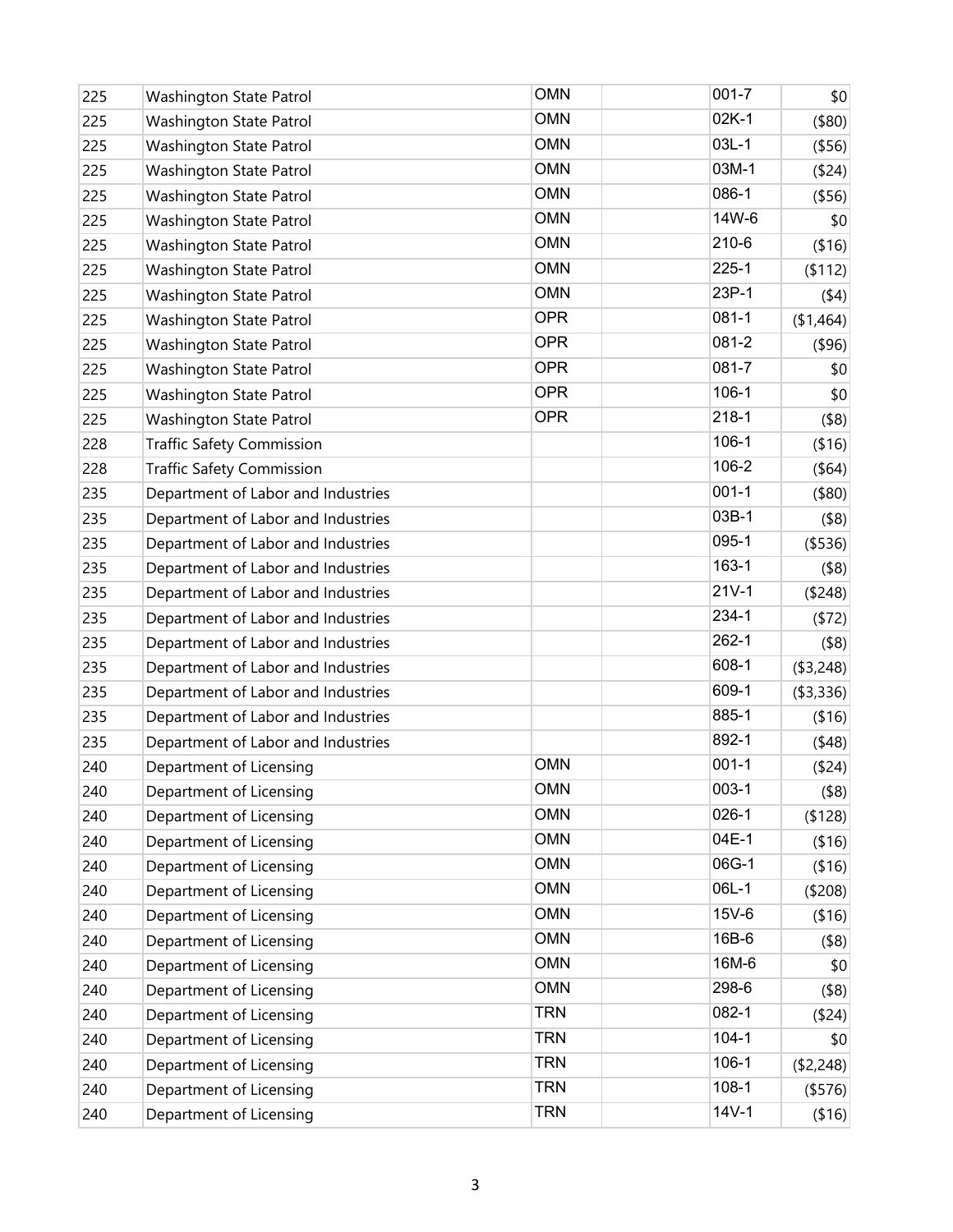| | | | | | |
|---|---|---|---|---|---|
| 225 | Washington State Patrol | OMN | | 001-7 | $0 |
| 225 | Washington State Patrol | OMN | | 02K-1 | ($80) |
| 225 | Washington State Patrol | OMN | | 03L-1 | ($56) |
| 225 | Washington State Patrol | OMN | | 03M-1 | ($24) |
| 225 | Washington State Patrol | OMN | | 086-1 | ($56) |
| 225 | Washington State Patrol | OMN | | 14W-6 | $0 |
| 225 | Washington State Patrol | OMN | | 210-6 | ($16) |
| 225 | Washington State Patrol | OMN | | 225-1 | ($112) |
| 225 | Washington State Patrol | OMN | | 23P-1 | ($4) |
| 225 | Washington State Patrol | OPR | | 081-1 | ($1,464) |
| 225 | Washington State Patrol | OPR | | 081-2 | ($96) |
| 225 | Washington State Patrol | OPR | | 081-7 | $0 |
| 225 | Washington State Patrol | OPR | | 106-1 | $0 |
| 225 | Washington State Patrol | OPR | | 218-1 | ($8) |
| 228 | Traffic Safety Commission | | | 106-1 | ($16) |
| 228 | Traffic Safety Commission | | | 106-2 | ($64) |
| 235 | Department of Labor and Industries | | | 001-1 | ($80) |
| 235 | Department of Labor and Industries | | | 03B-1 | ($8) |
| 235 | Department of Labor and Industries | | | 095-1 | ($536) |
| 235 | Department of Labor and Industries | | | 163-1 | ($8) |
| 235 | Department of Labor and Industries | | | 21V-1 | ($248) |
| 235 | Department of Labor and Industries | | | 234-1 | ($72) |
| 235 | Department of Labor and Industries | | | 262-1 | ($8) |
| 235 | Department of Labor and Industries | | | 608-1 | ($3,248) |
| 235 | Department of Labor and Industries | | | 609-1 | ($3,336) |
| 235 | Department of Labor and Industries | | | 885-1 | ($16) |
| 235 | Department of Labor and Industries | | | 892-1 | ($48) |
| 240 | Department of Licensing | OMN | | 001-1 | ($24) |
| 240 | Department of Licensing | OMN | | 003-1 | ($8) |
| 240 | Department of Licensing | OMN | | 026-1 | ($128) |
| 240 | Department of Licensing | OMN | | 04E-1 | ($16) |
| 240 | Department of Licensing | OMN | | 06G-1 | ($16) |
| 240 | Department of Licensing | OMN | | 06L-1 | ($208) |
| 240 | Department of Licensing | OMN | | 15V-6 | ($16) |
| 240 | Department of Licensing | OMN | | 16B-6 | ($8) |
| 240 | Department of Licensing | OMN | | 16M-6 | $0 |
| 240 | Department of Licensing | OMN | | 298-6 | ($8) |
| 240 | Department of Licensing | TRN | | 082-1 | ($24) |
| 240 | Department of Licensing | TRN | | 104-1 | $0 |
| 240 | Department of Licensing | TRN | | 106-1 | ($2,248) |
| 240 | Department of Licensing | TRN | | 108-1 | ($576) |
| 240 | Department of Licensing | TRN | | 14V-1 | ($16) |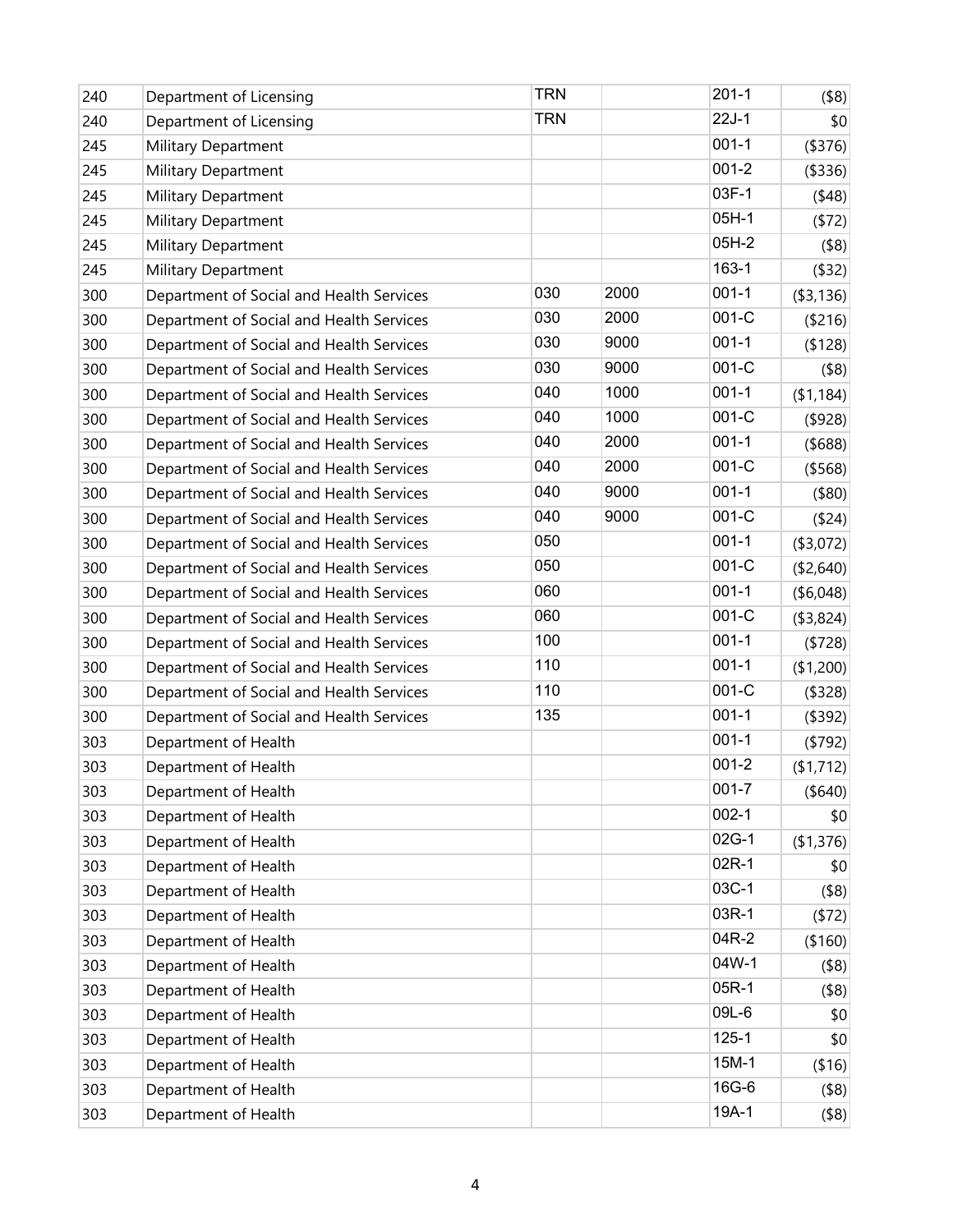| | | | | | |
|---|---|---|---|---|---|
| 240 | Department of Licensing | TRN | | 201-1 | ($8) |
| 240 | Department of Licensing | TRN | | 22J-1 | $0 |
| 245 | Military Department | | | 001-1 | ($376) |
| 245 | Military Department | | | 001-2 | ($336) |
| 245 | Military Department | | | 03F-1 | ($48) |
| 245 | Military Department | | | 05H-1 | ($72) |
| 245 | Military Department | | | 05H-2 | ($8) |
| 245 | Military Department | | | 163-1 | ($32) |
| 300 | Department of Social and Health Services | 030 | 2000 | 001-1 | ($3,136) |
| 300 | Department of Social and Health Services | 030 | 2000 | 001-C | ($216) |
| 300 | Department of Social and Health Services | 030 | 9000 | 001-1 | ($128) |
| 300 | Department of Social and Health Services | 030 | 9000 | 001-C | ($8) |
| 300 | Department of Social and Health Services | 040 | 1000 | 001-1 | ($1,184) |
| 300 | Department of Social and Health Services | 040 | 1000 | 001-C | ($928) |
| 300 | Department of Social and Health Services | 040 | 2000 | 001-1 | ($688) |
| 300 | Department of Social and Health Services | 040 | 2000 | 001-C | ($568) |
| 300 | Department of Social and Health Services | 040 | 9000 | 001-1 | ($80) |
| 300 | Department of Social and Health Services | 040 | 9000 | 001-C | ($24) |
| 300 | Department of Social and Health Services | 050 | | 001-1 | ($3,072) |
| 300 | Department of Social and Health Services | 050 | | 001-C | ($2,640) |
| 300 | Department of Social and Health Services | 060 | | 001-1 | ($6,048) |
| 300 | Department of Social and Health Services | 060 | | 001-C | ($3,824) |
| 300 | Department of Social and Health Services | 100 | | 001-1 | ($728) |
| 300 | Department of Social and Health Services | 110 | | 001-1 | ($1,200) |
| 300 | Department of Social and Health Services | 110 | | 001-C | ($328) |
| 300 | Department of Social and Health Services | 135 | | 001-1 | ($392) |
| 303 | Department of Health | | | 001-1 | ($792) |
| 303 | Department of Health | | | 001-2 | ($1,712) |
| 303 | Department of Health | | | 001-7 | ($640) |
| 303 | Department of Health | | | 002-1 | $0 |
| 303 | Department of Health | | | 02G-1 | ($1,376) |
| 303 | Department of Health | | | 02R-1 | $0 |
| 303 | Department of Health | | | 03C-1 | ($8) |
| 303 | Department of Health | | | 03R-1 | ($72) |
| 303 | Department of Health | | | 04R-2 | ($160) |
| 303 | Department of Health | | | 04W-1 | ($8) |
| 303 | Department of Health | | | 05R-1 | ($8) |
| 303 | Department of Health | | | 09L-6 | $0 |
| 303 | Department of Health | | | 125-1 | $0 |
| 303 | Department of Health | | | 15M-1 | ($16) |
| 303 | Department of Health | | | 16G-6 | ($8) |
| 303 | Department of Health | | | 19A-1 | ($8) |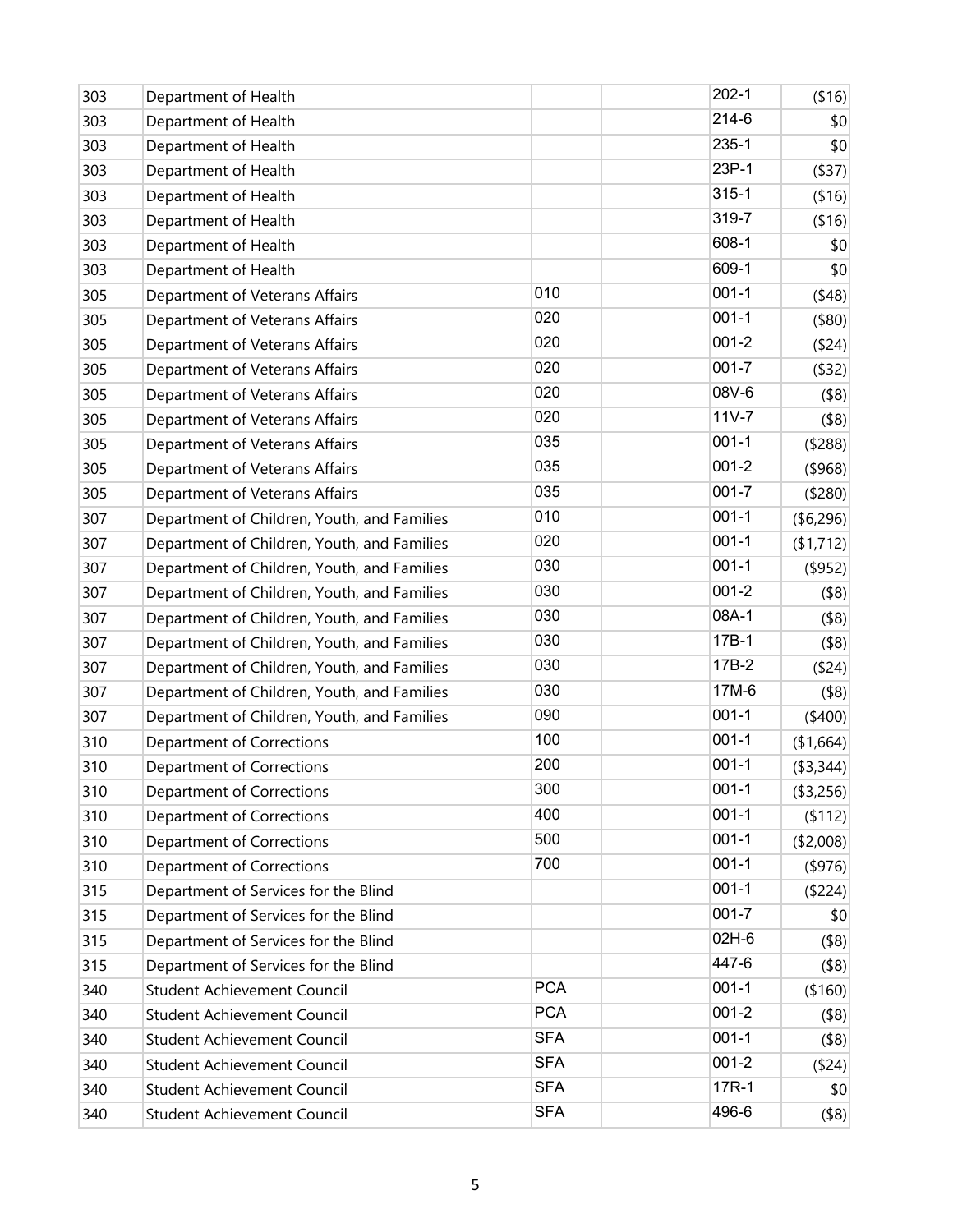| | | | | | |
|---|---|---|---|---|---|
| 303 | Department of Health | | | 202-1 | ($16) |
| 303 | Department of Health | | | 214-6 | $0 |
| 303 | Department of Health | | | 235-1 | $0 |
| 303 | Department of Health | | | 23P-1 | ($37) |
| 303 | Department of Health | | | 315-1 | ($16) |
| 303 | Department of Health | | | 319-7 | ($16) |
| 303 | Department of Health | | | 608-1 | $0 |
| 303 | Department of Health | | | 609-1 | $0 |
| 305 | Department of Veterans Affairs | 010 | | 001-1 | ($48) |
| 305 | Department of Veterans Affairs | 020 | | 001-1 | ($80) |
| 305 | Department of Veterans Affairs | 020 | | 001-2 | ($24) |
| 305 | Department of Veterans Affairs | 020 | | 001-7 | ($32) |
| 305 | Department of Veterans Affairs | 020 | | 08V-6 | ($8) |
| 305 | Department of Veterans Affairs | 020 | | 11V-7 | ($8) |
| 305 | Department of Veterans Affairs | 035 | | 001-1 | ($288) |
| 305 | Department of Veterans Affairs | 035 | | 001-2 | ($968) |
| 305 | Department of Veterans Affairs | 035 | | 001-7 | ($280) |
| 307 | Department of Children, Youth, and Families | 010 | | 001-1 | ($6,296) |
| 307 | Department of Children, Youth, and Families | 020 | | 001-1 | ($1,712) |
| 307 | Department of Children, Youth, and Families | 030 | | 001-1 | ($952) |
| 307 | Department of Children, Youth, and Families | 030 | | 001-2 | ($8) |
| 307 | Department of Children, Youth, and Families | 030 | | 08A-1 | ($8) |
| 307 | Department of Children, Youth, and Families | 030 | | 17B-1 | ($8) |
| 307 | Department of Children, Youth, and Families | 030 | | 17B-2 | ($24) |
| 307 | Department of Children, Youth, and Families | 030 | | 17M-6 | ($8) |
| 307 | Department of Children, Youth, and Families | 090 | | 001-1 | ($400) |
| 310 | Department of Corrections | 100 | | 001-1 | ($1,664) |
| 310 | Department of Corrections | 200 | | 001-1 | ($3,344) |
| 310 | Department of Corrections | 300 | | 001-1 | ($3,256) |
| 310 | Department of Corrections | 400 | | 001-1 | ($112) |
| 310 | Department of Corrections | 500 | | 001-1 | ($2,008) |
| 310 | Department of Corrections | 700 | | 001-1 | ($976) |
| 315 | Department of Services for the Blind | | | 001-1 | ($224) |
| 315 | Department of Services for the Blind | | | 001-7 | $0 |
| 315 | Department of Services for the Blind | | | 02H-6 | ($8) |
| 315 | Department of Services for the Blind | | | 447-6 | ($8) |
| 340 | Student Achievement Council | PCA | | 001-1 | ($160) |
| 340 | Student Achievement Council | PCA | | 001-2 | ($8) |
| 340 | Student Achievement Council | SFA | | 001-1 | ($8) |
| 340 | Student Achievement Council | SFA | | 001-2 | ($24) |
| 340 | Student Achievement Council | SFA | | 17R-1 | $0 |
| 340 | Student Achievement Council | SFA | | 496-6 | ($8) |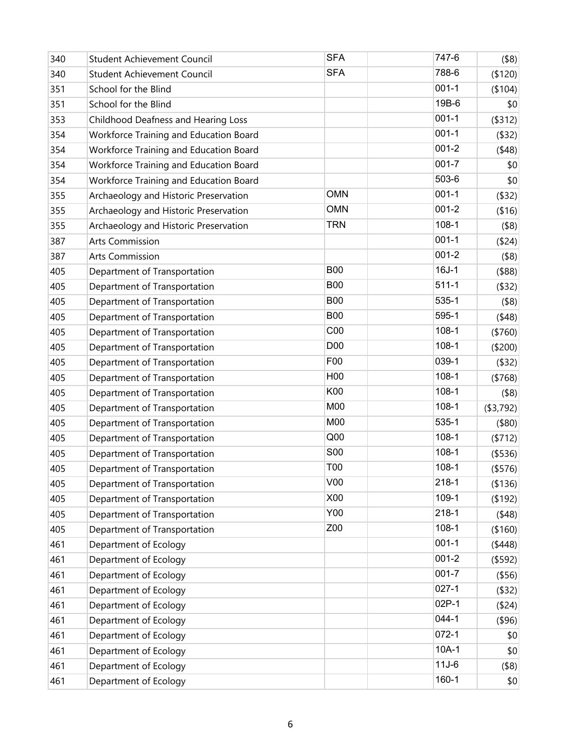| | | | | | |
|---|---|---|---|---|---|
| 340 | Student Achievement Council | SFA | | 747-6 | ($8) |
| 340 | Student Achievement Council | SFA | | 788-6 | ($120) |
| 351 | School for the Blind | | | 001-1 | ($104) |
| 351 | School for the Blind | | | 19B-6 | $0 |
| 353 | Childhood Deafness and Hearing Loss | | | 001-1 | ($312) |
| 354 | Workforce Training and Education Board | | | 001-1 | ($32) |
| 354 | Workforce Training and Education Board | | | 001-2 | ($48) |
| 354 | Workforce Training and Education Board | | | 001-7 | $0 |
| 354 | Workforce Training and Education Board | | | 503-6 | $0 |
| 355 | Archaeology and Historic Preservation | OMN | | 001-1 | ($32) |
| 355 | Archaeology and Historic Preservation | OMN | | 001-2 | ($16) |
| 355 | Archaeology and Historic Preservation | TRN | | 108-1 | ($8) |
| 387 | Arts Commission | | | 001-1 | ($24) |
| 387 | Arts Commission | | | 001-2 | ($8) |
| 405 | Department of Transportation | B00 | | 16J-1 | ($88) |
| 405 | Department of Transportation | B00 | | 511-1 | ($32) |
| 405 | Department of Transportation | B00 | | 535-1 | ($8) |
| 405 | Department of Transportation | B00 | | 595-1 | ($48) |
| 405 | Department of Transportation | C00 | | 108-1 | ($760) |
| 405 | Department of Transportation | D00 | | 108-1 | ($200) |
| 405 | Department of Transportation | F00 | | 039-1 | ($32) |
| 405 | Department of Transportation | H00 | | 108-1 | ($768) |
| 405 | Department of Transportation | K00 | | 108-1 | ($8) |
| 405 | Department of Transportation | M00 | | 108-1 | ($3,792) |
| 405 | Department of Transportation | M00 | | 535-1 | ($80) |
| 405 | Department of Transportation | Q00 | | 108-1 | ($712) |
| 405 | Department of Transportation | S00 | | 108-1 | ($536) |
| 405 | Department of Transportation | T00 | | 108-1 | ($576) |
| 405 | Department of Transportation | V00 | | 218-1 | ($136) |
| 405 | Department of Transportation | X00 | | 109-1 | ($192) |
| 405 | Department of Transportation | Y00 | | 218-1 | ($48) |
| 405 | Department of Transportation | Z00 | | 108-1 | ($160) |
| 461 | Department of Ecology | | | 001-1 | ($448) |
| 461 | Department of Ecology | | | 001-2 | ($592) |
| 461 | Department of Ecology | | | 001-7 | ($56) |
| 461 | Department of Ecology | | | 027-1 | ($32) |
| 461 | Department of Ecology | | | 02P-1 | ($24) |
| 461 | Department of Ecology | | | 044-1 | ($96) |
| 461 | Department of Ecology | | | 072-1 | $0 |
| 461 | Department of Ecology | | | 10A-1 | $0 |
| 461 | Department of Ecology | | | 11J-6 | ($8) |
| 461 | Department of Ecology | | | 160-1 | $0 |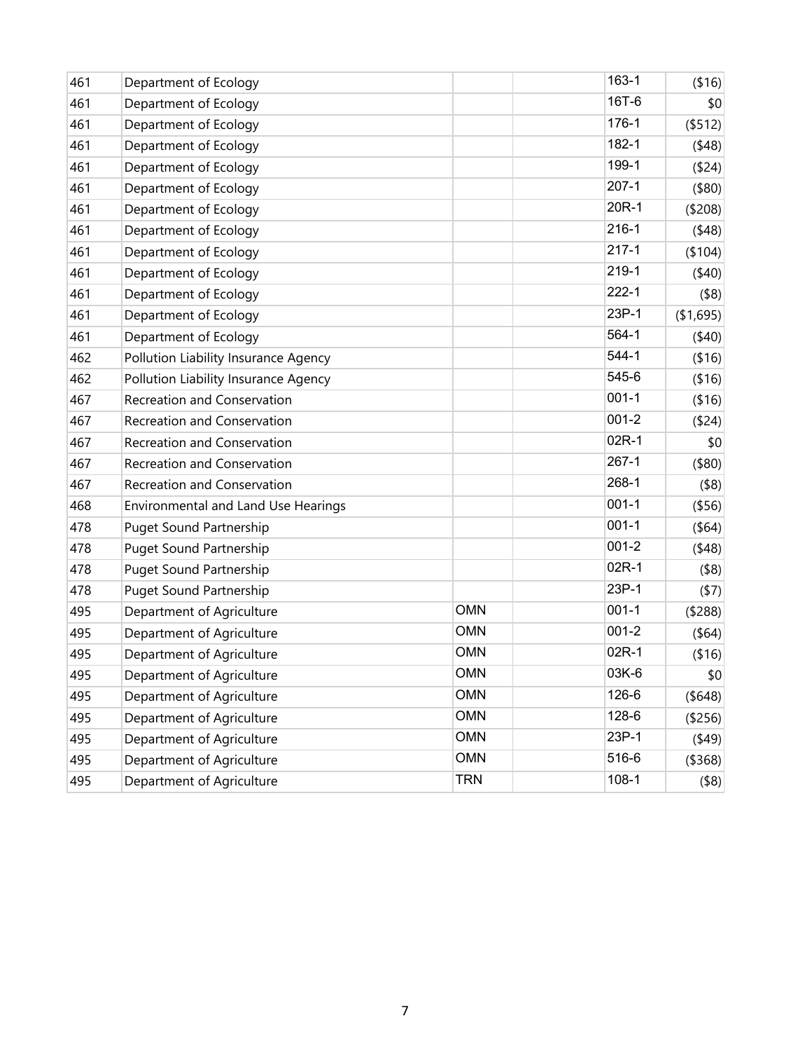| | | | | | |
|---|---|---|---|---|---|
| 461 | Department of Ecology | | | 163-1 | ($16) |
| 461 | Department of Ecology | | | 16T-6 | $0 |
| 461 | Department of Ecology | | | 176-1 | ($512) |
| 461 | Department of Ecology | | | 182-1 | ($48) |
| 461 | Department of Ecology | | | 199-1 | ($24) |
| 461 | Department of Ecology | | | 207-1 | ($80) |
| 461 | Department of Ecology | | | 20R-1 | ($208) |
| 461 | Department of Ecology | | | 216-1 | ($48) |
| 461 | Department of Ecology | | | 217-1 | ($104) |
| 461 | Department of Ecology | | | 219-1 | ($40) |
| 461 | Department of Ecology | | | 222-1 | ($8) |
| 461 | Department of Ecology | | | 23P-1 | ($1,695) |
| 461 | Department of Ecology | | | 564-1 | ($40) |
| 462 | Pollution Liability Insurance Agency | | | 544-1 | ($16) |
| 462 | Pollution Liability Insurance Agency | | | 545-6 | ($16) |
| 467 | Recreation and Conservation | | | 001-1 | ($16) |
| 467 | Recreation and Conservation | | | 001-2 | ($24) |
| 467 | Recreation and Conservation | | | 02R-1 | $0 |
| 467 | Recreation and Conservation | | | 267-1 | ($80) |
| 467 | Recreation and Conservation | | | 268-1 | ($8) |
| 468 | Environmental and Land Use Hearings | | | 001-1 | ($56) |
| 478 | Puget Sound Partnership | | | 001-1 | ($64) |
| 478 | Puget Sound Partnership | | | 001-2 | ($48) |
| 478 | Puget Sound Partnership | | | 02R-1 | ($8) |
| 478 | Puget Sound Partnership | | | 23P-1 | ($7) |
| 495 | Department of Agriculture | OMN | | 001-1 | ($288) |
| 495 | Department of Agriculture | OMN | | 001-2 | ($64) |
| 495 | Department of Agriculture | OMN | | 02R-1 | ($16) |
| 495 | Department of Agriculture | OMN | | 03K-6 | $0 |
| 495 | Department of Agriculture | OMN | | 126-6 | ($648) |
| 495 | Department of Agriculture | OMN | | 128-6 | ($256) |
| 495 | Department of Agriculture | OMN | | 23P-1 | ($49) |
| 495 | Department of Agriculture | OMN | | 516-6 | ($368) |
| 495 | Department of Agriculture | TRN | | 108-1 | ($8) |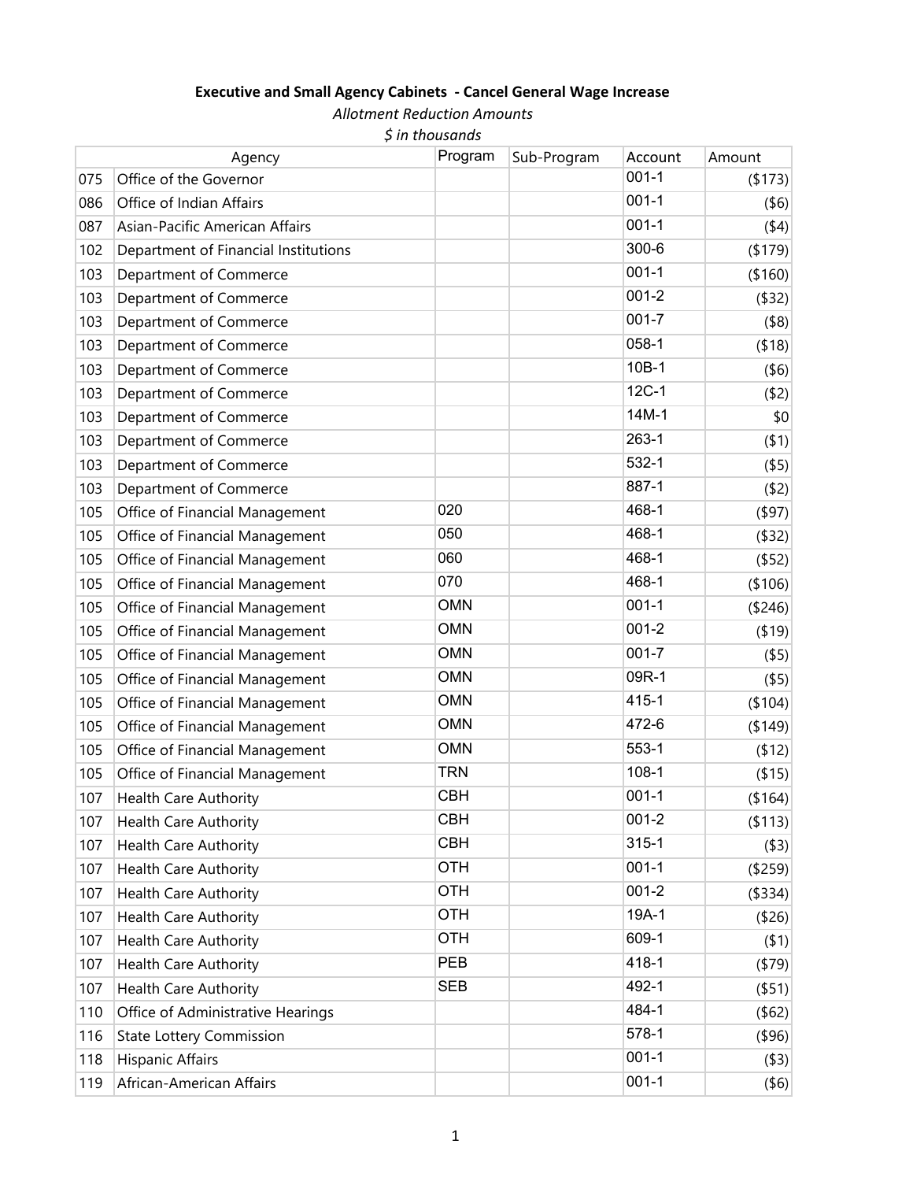**Executive and Small Agency Cabinets - Cancel General Wage Increase**

*Allotment Reduction Amounts*

*$ in thousands*

| | Agency | Program | Sub-Program | Account | Amount |
|---|---|---|---|---|---|
| 075 | Office of the Governor | | | 001-1 | ($173) |
| 086 | Office of Indian Affairs | | | 001-1 | ($6) |
| 087 | Asian-Pacific American Affairs | | | 001-1 | ($4) |
| 102 | Department of Financial Institutions | | | 300-6 | ($179) |
| 103 | Department of Commerce | | | 001-1 | ($160) |
| 103 | Department of Commerce | | | 001-2 | ($32) |
| 103 | Department of Commerce | | | 001-7 | ($8) |
| 103 | Department of Commerce | | | 058-1 | ($18) |
| 103 | Department of Commerce | | | 10B-1 | ($6) |
| 103 | Department of Commerce | | | 12C-1 | ($2) |
| 103 | Department of Commerce | | | 14M-1 | $0 |
| 103 | Department of Commerce | | | 263-1 | ($1) |
| 103 | Department of Commerce | | | 532-1 | ($5) |
| 103 | Department of Commerce | | | 887-1 | ($2) |
| 105 | Office of Financial Management | 020 | | 468-1 | ($97) |
| 105 | Office of Financial Management | 050 | | 468-1 | ($32) |
| 105 | Office of Financial Management | 060 | | 468-1 | ($52) |
| 105 | Office of Financial Management | 070 | | 468-1 | ($106) |
| 105 | Office of Financial Management | OMN | | 001-1 | ($246) |
| 105 | Office of Financial Management | OMN | | 001-2 | ($19) |
| 105 | Office of Financial Management | OMN | | 001-7 | ($5) |
| 105 | Office of Financial Management | OMN | | 09R-1 | ($5) |
| 105 | Office of Financial Management | OMN | | 415-1 | ($104) |
| 105 | Office of Financial Management | OMN | | 472-6 | ($149) |
| 105 | Office of Financial Management | OMN | | 553-1 | ($12) |
| 105 | Office of Financial Management | TRN | | 108-1 | ($15) |
| 107 | Health Care Authority | CBH | | 001-1 | ($164) |
| 107 | Health Care Authority | CBH | | 001-2 | ($113) |
| 107 | Health Care Authority | CBH | | 315-1 | ($3) |
| 107 | Health Care Authority | OTH | | 001-1 | ($259) |
| 107 | Health Care Authority | OTH | | 001-2 | ($334) |
| 107 | Health Care Authority | OTH | | 19A-1 | ($26) |
| 107 | Health Care Authority | OTH | | 609-1 | ($1) |
| 107 | Health Care Authority | PEB | | 418-1 | ($79) |
| 107 | Health Care Authority | SEB | | 492-1 | ($51) |
| 110 | Office of Administrative Hearings | | | 484-1 | ($62) |
| 116 | State Lottery Commission | | | 578-1 | ($96) |
| 118 | Hispanic Affairs | | | 001-1 | ($3) |
| 119 | African-American Affairs | | | 001-1 | ($6) |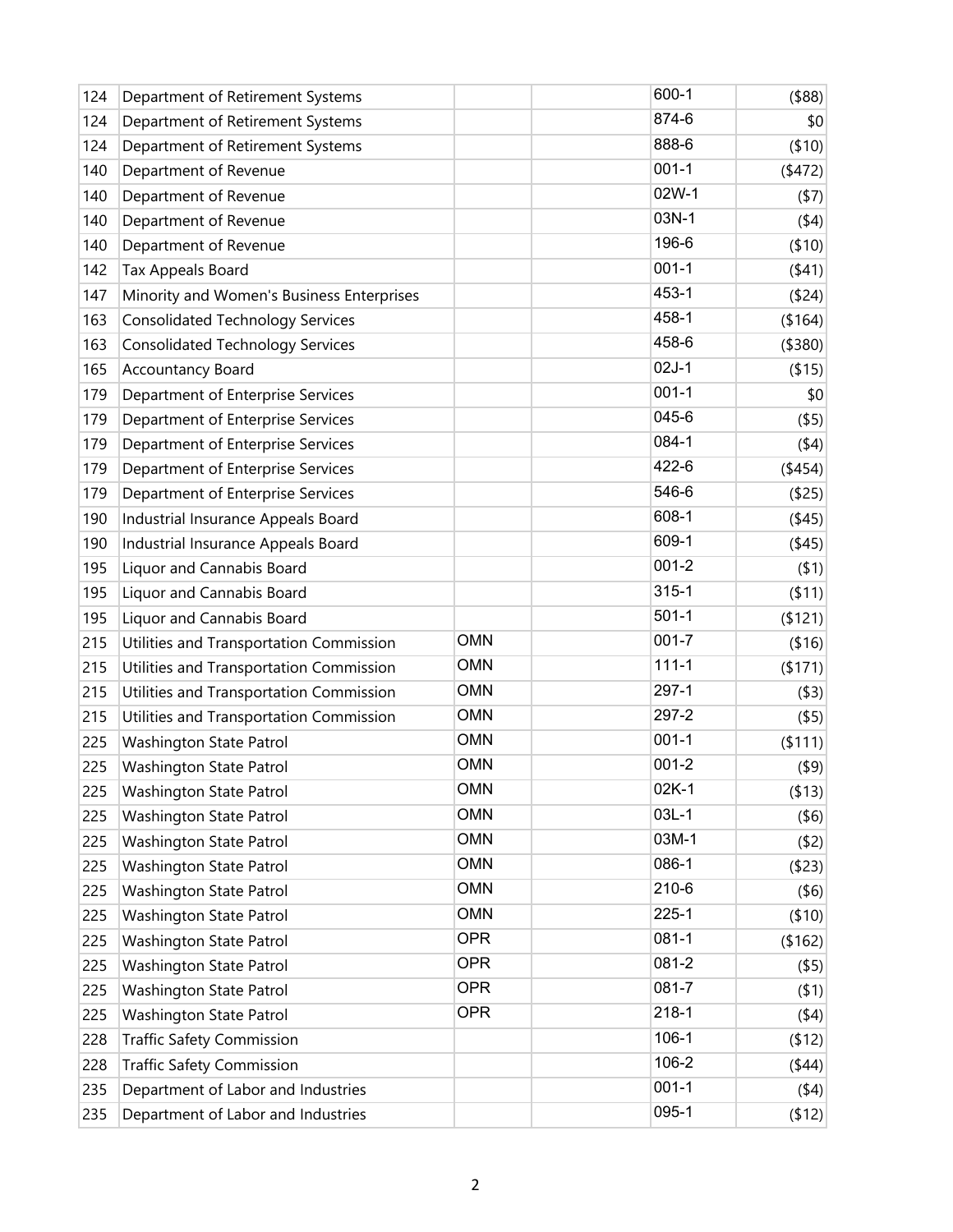| | | | | | |
|---|---|---|---|---|---|
| 124 | Department of Retirement Systems | | | 600-1 | ($88) |
| 124 | Department of Retirement Systems | | | 874-6 | $0 |
| 124 | Department of Retirement Systems | | | 888-6 | ($10) |
| 140 | Department of Revenue | | | 001-1 | ($472) |
| 140 | Department of Revenue | | | 02W-1 | ($7) |
| 140 | Department of Revenue | | | 03N-1 | ($4) |
| 140 | Department of Revenue | | | 196-6 | ($10) |
| 142 | Tax Appeals Board | | | 001-1 | ($41) |
| 147 | Minority and Women's Business Enterprises | | | 453-1 | ($24) |
| 163 | Consolidated Technology Services | | | 458-1 | ($164) |
| 163 | Consolidated Technology Services | | | 458-6 | ($380) |
| 165 | Accountancy Board | | | 02J-1 | ($15) |
| 179 | Department of Enterprise Services | | | 001-1 | $0 |
| 179 | Department of Enterprise Services | | | 045-6 | ($5) |
| 179 | Department of Enterprise Services | | | 084-1 | ($4) |
| 179 | Department of Enterprise Services | | | 422-6 | ($454) |
| 179 | Department of Enterprise Services | | | 546-6 | ($25) |
| 190 | Industrial Insurance Appeals Board | | | 608-1 | ($45) |
| 190 | Industrial Insurance Appeals Board | | | 609-1 | ($45) |
| 195 | Liquor and Cannabis Board | | | 001-2 | ($1) |
| 195 | Liquor and Cannabis Board | | | 315-1 | ($11) |
| 195 | Liquor and Cannabis Board | | | 501-1 | ($121) |
| 215 | Utilities and Transportation Commission | OMN | | 001-7 | ($16) |
| 215 | Utilities and Transportation Commission | OMN | | 111-1 | ($171) |
| 215 | Utilities and Transportation Commission | OMN | | 297-1 | ($3) |
| 215 | Utilities and Transportation Commission | OMN | | 297-2 | ($5) |
| 225 | Washington State Patrol | OMN | | 001-1 | ($111) |
| 225 | Washington State Patrol | OMN | | 001-2 | ($9) |
| 225 | Washington State Patrol | OMN | | 02K-1 | ($13) |
| 225 | Washington State Patrol | OMN | | 03L-1 | ($6) |
| 225 | Washington State Patrol | OMN | | 03M-1 | ($2) |
| 225 | Washington State Patrol | OMN | | 086-1 | ($23) |
| 225 | Washington State Patrol | OMN | | 210-6 | ($6) |
| 225 | Washington State Patrol | OMN | | 225-1 | ($10) |
| 225 | Washington State Patrol | OPR | | 081-1 | ($162) |
| 225 | Washington State Patrol | OPR | | 081-2 | ($5) |
| 225 | Washington State Patrol | OPR | | 081-7 | ($1) |
| 225 | Washington State Patrol | OPR | | 218-1 | ($4) |
| 228 | Traffic Safety Commission | | | 106-1 | ($12) |
| 228 | Traffic Safety Commission | | | 106-2 | ($44) |
| 235 | Department of Labor and Industries | | | 001-1 | ($4) |
| 235 | Department of Labor and Industries | | | 095-1 | ($12) |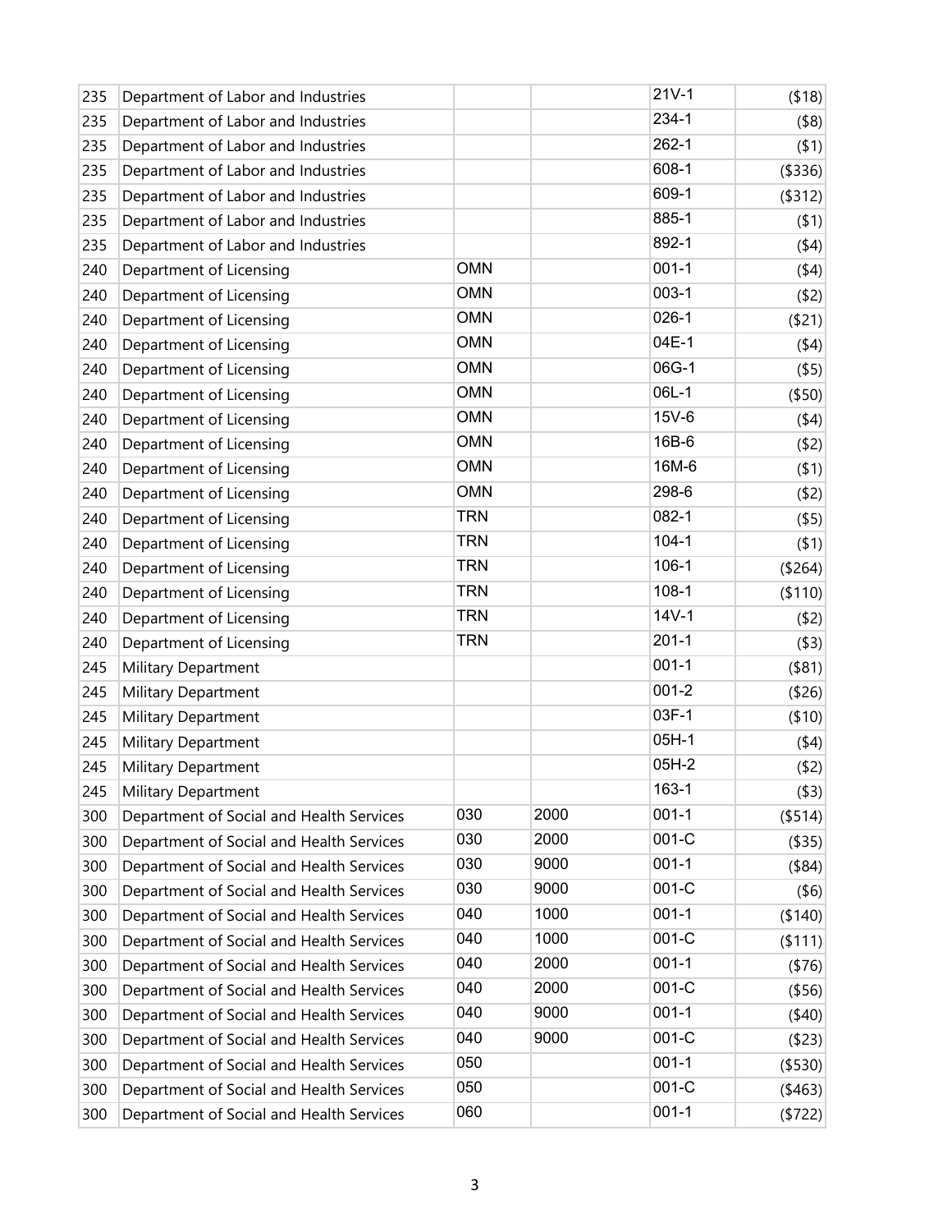| | | | | | |
|---|---|---|---|---|---|
| 235 | Department of Labor and Industries | | | 21V-1 | ($18) |
| 235 | Department of Labor and Industries | | | 234-1 | ($8) |
| 235 | Department of Labor and Industries | | | 262-1 | ($1) |
| 235 | Department of Labor and Industries | | | 608-1 | ($336) |
| 235 | Department of Labor and Industries | | | 609-1 | ($312) |
| 235 | Department of Labor and Industries | | | 885-1 | ($1) |
| 235 | Department of Labor and Industries | | | 892-1 | ($4) |
| 240 | Department of Licensing | OMN | | 001-1 | ($4) |
| 240 | Department of Licensing | OMN | | 003-1 | ($2) |
| 240 | Department of Licensing | OMN | | 026-1 | ($21) |
| 240 | Department of Licensing | OMN | | 04E-1 | ($4) |
| 240 | Department of Licensing | OMN | | 06G-1 | ($5) |
| 240 | Department of Licensing | OMN | | 06L-1 | ($50) |
| 240 | Department of Licensing | OMN | | 15V-6 | ($4) |
| 240 | Department of Licensing | OMN | | 16B-6 | ($2) |
| 240 | Department of Licensing | OMN | | 16M-6 | ($1) |
| 240 | Department of Licensing | OMN | | 298-6 | ($2) |
| 240 | Department of Licensing | TRN | | 082-1 | ($5) |
| 240 | Department of Licensing | TRN | | 104-1 | ($1) |
| 240 | Department of Licensing | TRN | | 106-1 | ($264) |
| 240 | Department of Licensing | TRN | | 108-1 | ($110) |
| 240 | Department of Licensing | TRN | | 14V-1 | ($2) |
| 240 | Department of Licensing | TRN | | 201-1 | ($3) |
| 245 | Military Department | | | 001-1 | ($81) |
| 245 | Military Department | | | 001-2 | ($26) |
| 245 | Military Department | | | 03F-1 | ($10) |
| 245 | Military Department | | | 05H-1 | ($4) |
| 245 | Military Department | | | 05H-2 | ($2) |
| 245 | Military Department | | | 163-1 | ($3) |
| 300 | Department of Social and Health Services | 030 | 2000 | 001-1 | ($514) |
| 300 | Department of Social and Health Services | 030 | 2000 | 001-C | ($35) |
| 300 | Department of Social and Health Services | 030 | 9000 | 001-1 | ($84) |
| 300 | Department of Social and Health Services | 030 | 9000 | 001-C | ($6) |
| 300 | Department of Social and Health Services | 040 | 1000 | 001-1 | ($140) |
| 300 | Department of Social and Health Services | 040 | 1000 | 001-C | ($111) |
| 300 | Department of Social and Health Services | 040 | 2000 | 001-1 | ($76) |
| 300 | Department of Social and Health Services | 040 | 2000 | 001-C | ($56) |
| 300 | Department of Social and Health Services | 040 | 9000 | 001-1 | ($40) |
| 300 | Department of Social and Health Services | 040 | 9000 | 001-C | ($23) |
| 300 | Department of Social and Health Services | 050 | | 001-1 | ($530) |
| 300 | Department of Social and Health Services | 050 | | 001-C | ($463) |
| 300 | Department of Social and Health Services | 060 | | 001-1 | ($722) |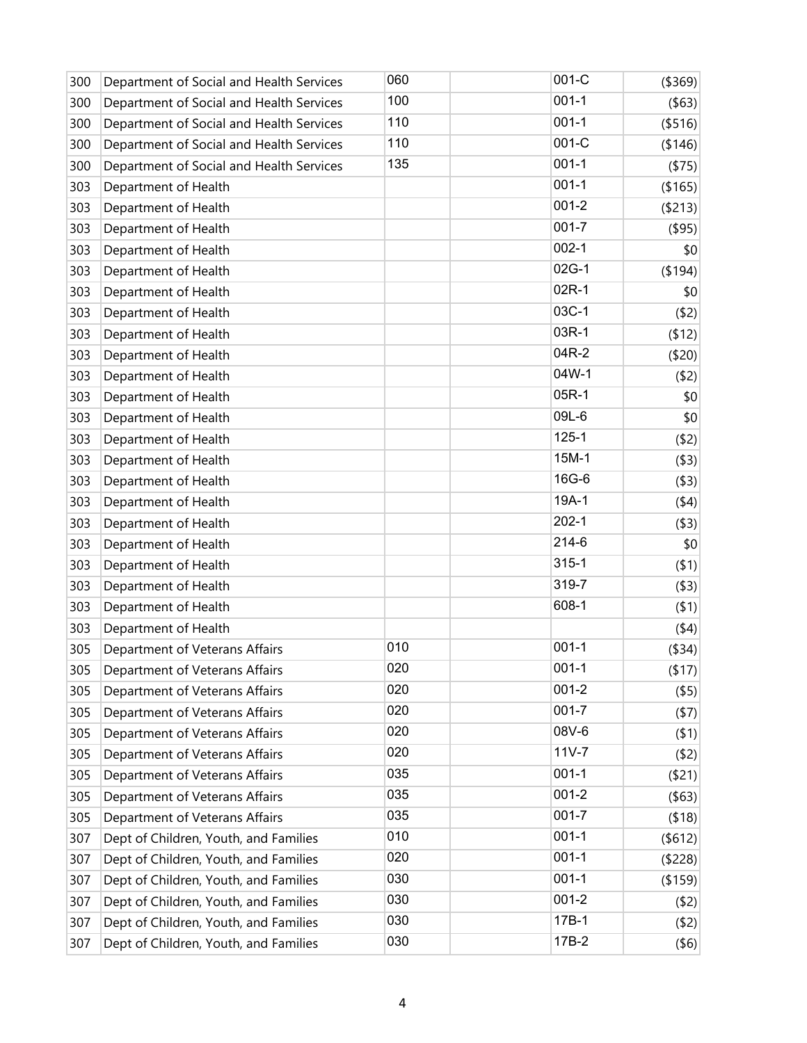| | | | | | |
|---|---|---|---|---|---|
| 300 | Department of Social and Health Services | 060 | | 001-C | ($369) |
| 300 | Department of Social and Health Services | 100 | | 001-1 | ($63) |
| 300 | Department of Social and Health Services | 110 | | 001-1 | ($516) |
| 300 | Department of Social and Health Services | 110 | | 001-C | ($146) |
| 300 | Department of Social and Health Services | 135 | | 001-1 | ($75) |
| 303 | Department of Health | | | 001-1 | ($165) |
| 303 | Department of Health | | | 001-2 | ($213) |
| 303 | Department of Health | | | 001-7 | ($95) |
| 303 | Department of Health | | | 002-1 | $0 |
| 303 | Department of Health | | | 02G-1 | ($194) |
| 303 | Department of Health | | | 02R-1 | $0 |
| 303 | Department of Health | | | 03C-1 | ($2) |
| 303 | Department of Health | | | 03R-1 | ($12) |
| 303 | Department of Health | | | 04R-2 | ($20) |
| 303 | Department of Health | | | 04W-1 | ($2) |
| 303 | Department of Health | | | 05R-1 | $0 |
| 303 | Department of Health | | | 09L-6 | $0 |
| 303 | Department of Health | | | 125-1 | ($2) |
| 303 | Department of Health | | | 15M-1 | ($3) |
| 303 | Department of Health | | | 16G-6 | ($3) |
| 303 | Department of Health | | | 19A-1 | ($4) |
| 303 | Department of Health | | | 202-1 | ($3) |
| 303 | Department of Health | | | 214-6 | $0 |
| 303 | Department of Health | | | 315-1 | ($1) |
| 303 | Department of Health | | | 319-7 | ($3) |
| 303 | Department of Health | | | 608-1 | ($1) |
| 303 | Department of Health | | | | ($4) |
| 305 | Department of Veterans Affairs | 010 | | 001-1 | ($34) |
| 305 | Department of Veterans Affairs | 020 | | 001-1 | ($17) |
| 305 | Department of Veterans Affairs | 020 | | 001-2 | ($5) |
| 305 | Department of Veterans Affairs | 020 | | 001-7 | ($7) |
| 305 | Department of Veterans Affairs | 020 | | 08V-6 | ($1) |
| 305 | Department of Veterans Affairs | 020 | | 11V-7 | ($2) |
| 305 | Department of Veterans Affairs | 035 | | 001-1 | ($21) |
| 305 | Department of Veterans Affairs | 035 | | 001-2 | ($63) |
| 305 | Department of Veterans Affairs | 035 | | 001-7 | ($18) |
| 307 | Dept of Children, Youth, and Families | 010 | | 001-1 | ($612) |
| 307 | Dept of Children, Youth, and Families | 020 | | 001-1 | ($228) |
| 307 | Dept of Children, Youth, and Families | 030 | | 001-1 | ($159) |
| 307 | Dept of Children, Youth, and Families | 030 | | 001-2 | ($2) |
| 307 | Dept of Children, Youth, and Families | 030 | | 17B-1 | ($2) |
| 307 | Dept of Children, Youth, and Families | 030 | | 17B-2 | ($6) |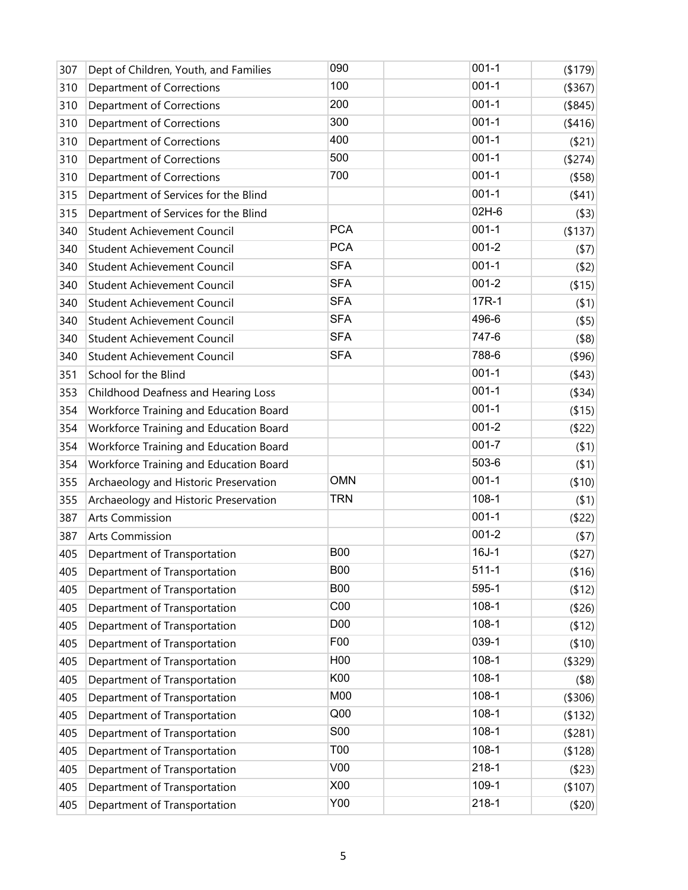| | | | | | |
|---|---|---|---|---|---|
| 307 | Dept of Children, Youth, and Families | 090 | | 001-1 | ($179) |
| 310 | Department of Corrections | 100 | | 001-1 | ($367) |
| 310 | Department of Corrections | 200 | | 001-1 | ($845) |
| 310 | Department of Corrections | 300 | | 001-1 | ($416) |
| 310 | Department of Corrections | 400 | | 001-1 | ($21) |
| 310 | Department of Corrections | 500 | | 001-1 | ($274) |
| 310 | Department of Corrections | 700 | | 001-1 | ($58) |
| 315 | Department of Services for the Blind | | | 001-1 | ($41) |
| 315 | Department of Services for the Blind | | | 02H-6 | ($3) |
| 340 | Student Achievement Council | PCA | | 001-1 | ($137) |
| 340 | Student Achievement Council | PCA | | 001-2 | ($7) |
| 340 | Student Achievement Council | SFA | | 001-1 | ($2) |
| 340 | Student Achievement Council | SFA | | 001-2 | ($15) |
| 340 | Student Achievement Council | SFA | | 17R-1 | ($1) |
| 340 | Student Achievement Council | SFA | | 496-6 | ($5) |
| 340 | Student Achievement Council | SFA | | 747-6 | ($8) |
| 340 | Student Achievement Council | SFA | | 788-6 | ($96) |
| 351 | School for the Blind | | | 001-1 | ($43) |
| 353 | Childhood Deafness and Hearing Loss | | | 001-1 | ($34) |
| 354 | Workforce Training and Education Board | | | 001-1 | ($15) |
| 354 | Workforce Training and Education Board | | | 001-2 | ($22) |
| 354 | Workforce Training and Education Board | | | 001-7 | ($1) |
| 354 | Workforce Training and Education Board | | | 503-6 | ($1) |
| 355 | Archaeology and Historic Preservation | OMN | | 001-1 | ($10) |
| 355 | Archaeology and Historic Preservation | TRN | | 108-1 | ($1) |
| 387 | Arts Commission | | | 001-1 | ($22) |
| 387 | Arts Commission | | | 001-2 | ($7) |
| 405 | Department of Transportation | B00 | | 16J-1 | ($27) |
| 405 | Department of Transportation | B00 | | 511-1 | ($16) |
| 405 | Department of Transportation | B00 | | 595-1 | ($12) |
| 405 | Department of Transportation | C00 | | 108-1 | ($26) |
| 405 | Department of Transportation | D00 | | 108-1 | ($12) |
| 405 | Department of Transportation | F00 | | 039-1 | ($10) |
| 405 | Department of Transportation | H00 | | 108-1 | ($329) |
| 405 | Department of Transportation | K00 | | 108-1 | ($8) |
| 405 | Department of Transportation | M00 | | 108-1 | ($306) |
| 405 | Department of Transportation | Q00 | | 108-1 | ($132) |
| 405 | Department of Transportation | S00 | | 108-1 | ($281) |
| 405 | Department of Transportation | T00 | | 108-1 | ($128) |
| 405 | Department of Transportation | V00 | | 218-1 | ($23) |
| 405 | Department of Transportation | X00 | | 109-1 | ($107) |
| 405 | Department of Transportation | Y00 | | 218-1 | ($20) |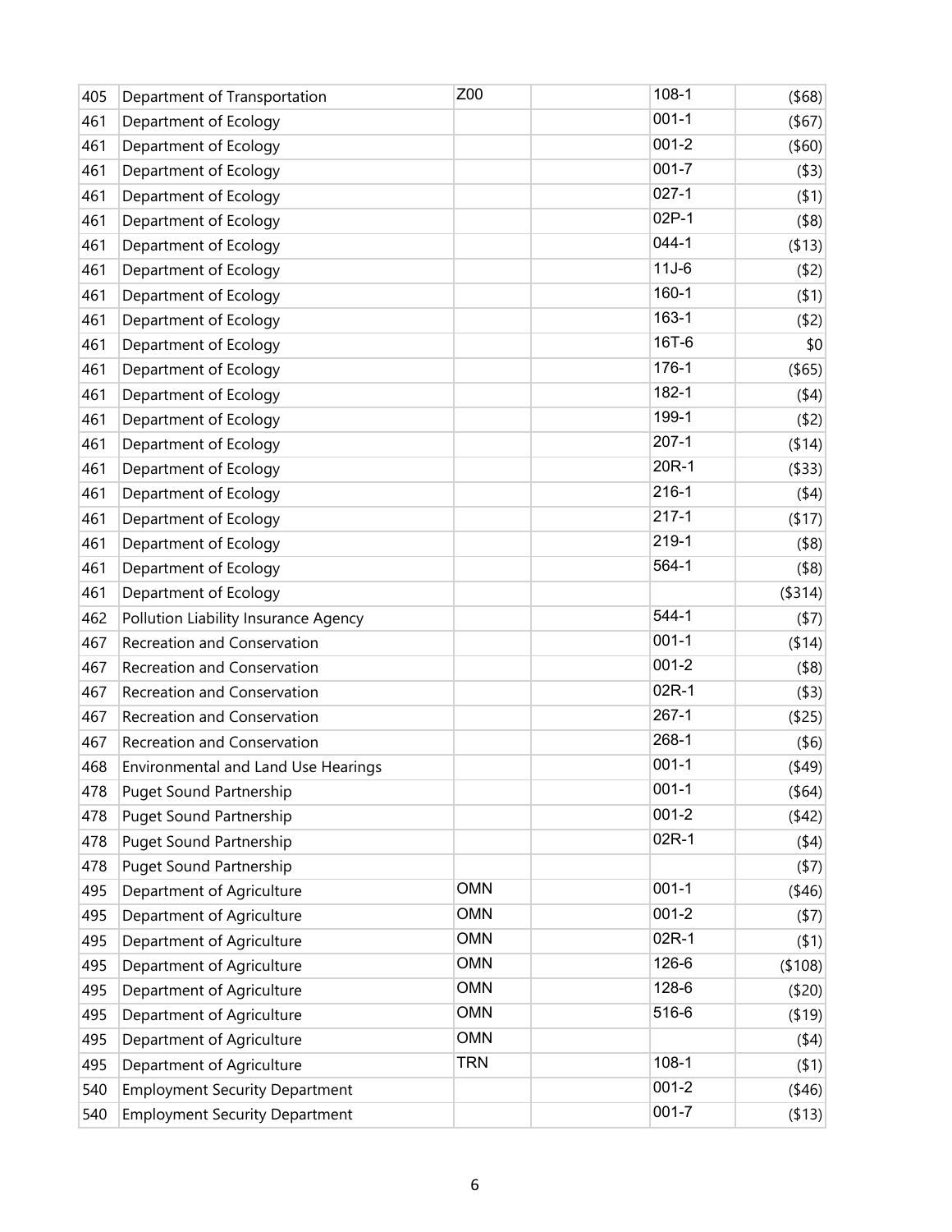| | | | | | |
|---|---|---|---|---|---|
| 405 | Department of Transportation | Z00 | | 108-1 | ($68) |
| 461 | Department of Ecology | | | 001-1 | ($67) |
| 461 | Department of Ecology | | | 001-2 | ($60) |
| 461 | Department of Ecology | | | 001-7 | ($3) |
| 461 | Department of Ecology | | | 027-1 | ($1) |
| 461 | Department of Ecology | | | 02P-1 | ($8) |
| 461 | Department of Ecology | | | 044-1 | ($13) |
| 461 | Department of Ecology | | | 11J-6 | ($2) |
| 461 | Department of Ecology | | | 160-1 | ($1) |
| 461 | Department of Ecology | | | 163-1 | ($2) |
| 461 | Department of Ecology | | | 16T-6 | $0 |
| 461 | Department of Ecology | | | 176-1 | ($65) |
| 461 | Department of Ecology | | | 182-1 | ($4) |
| 461 | Department of Ecology | | | 199-1 | ($2) |
| 461 | Department of Ecology | | | 207-1 | ($14) |
| 461 | Department of Ecology | | | 20R-1 | ($33) |
| 461 | Department of Ecology | | | 216-1 | ($4) |
| 461 | Department of Ecology | | | 217-1 | ($17) |
| 461 | Department of Ecology | | | 219-1 | ($8) |
| 461 | Department of Ecology | | | 564-1 | ($8) |
| 461 | Department of Ecology | | | | ($314) |
| 462 | Pollution Liability Insurance Agency | | | 544-1 | ($7) |
| 467 | Recreation and Conservation | | | 001-1 | ($14) |
| 467 | Recreation and Conservation | | | 001-2 | ($8) |
| 467 | Recreation and Conservation | | | 02R-1 | ($3) |
| 467 | Recreation and Conservation | | | 267-1 | ($25) |
| 467 | Recreation and Conservation | | | 268-1 | ($6) |
| 468 | Environmental and Land Use Hearings | | | 001-1 | ($49) |
| 478 | Puget Sound Partnership | | | 001-1 | ($64) |
| 478 | Puget Sound Partnership | | | 001-2 | ($42) |
| 478 | Puget Sound Partnership | | | 02R-1 | ($4) |
| 478 | Puget Sound Partnership | | | | ($7) |
| 495 | Department of Agriculture | OMN | | 001-1 | ($46) |
| 495 | Department of Agriculture | OMN | | 001-2 | ($7) |
| 495 | Department of Agriculture | OMN | | 02R-1 | ($1) |
| 495 | Department of Agriculture | OMN | | 126-6 | ($108) |
| 495 | Department of Agriculture | OMN | | 128-6 | ($20) |
| 495 | Department of Agriculture | OMN | | 516-6 | ($19) |
| 495 | Department of Agriculture | OMN | | | ($4) |
| 495 | Department of Agriculture | TRN | | 108-1 | ($1) |
| 540 | Employment Security Department | | | 001-2 | ($46) |
| 540 | Employment Security Department | | | 001-7 | ($13) |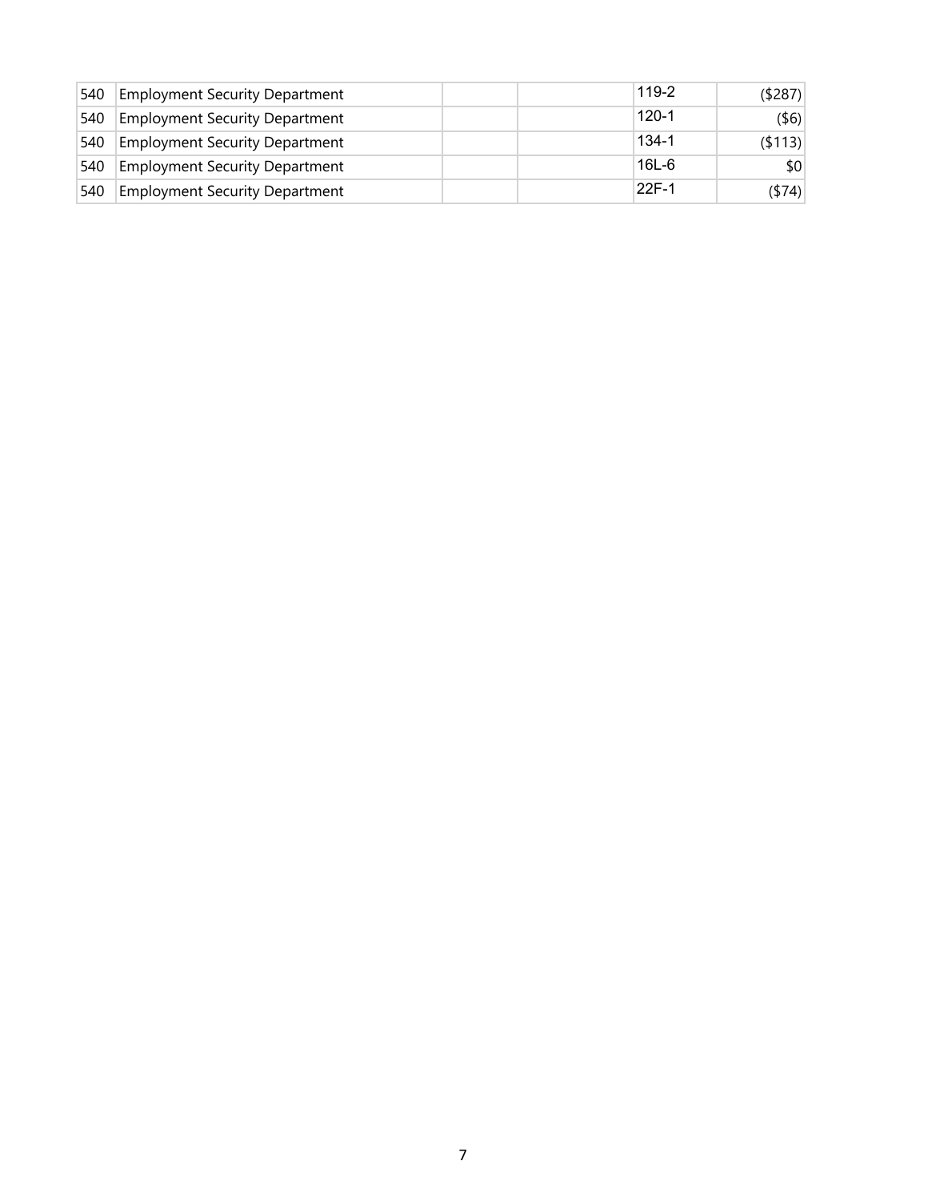| | | | | | |
|---|---|---|---|---|---|
| 540 | Employment Security Department | | | 119-2 | ($287) |
| 540 | Employment Security Department | | | 120-1 | ($6) |
| 540 | Employment Security Department | | | 134-1 | ($113) |
| 540 | Employment Security Department | | | 16L-6 | $0 |
| 540 | Employment Security Department | | | 22F-1 | ($74) |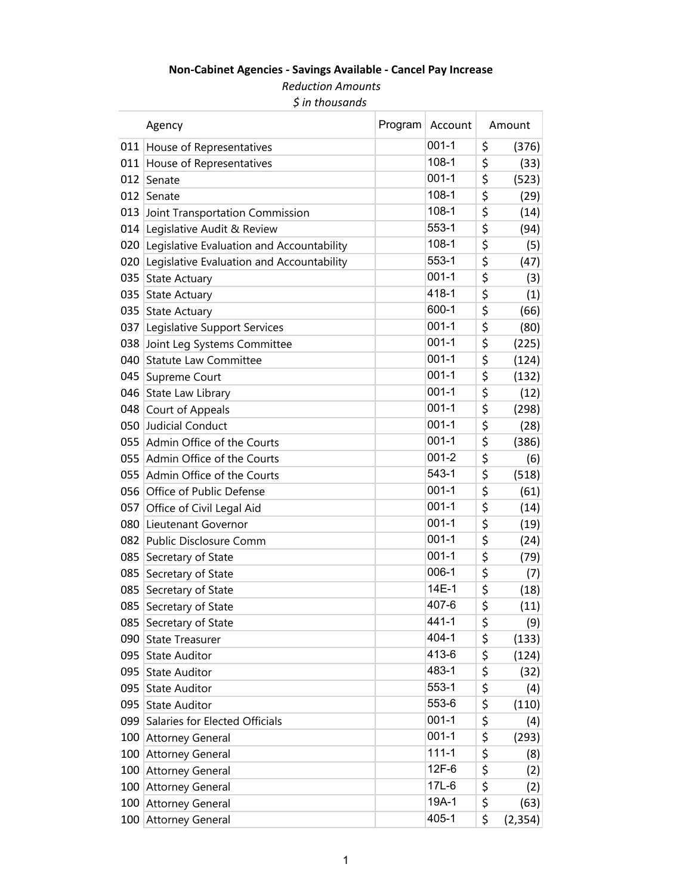**Non-Cabinet Agencies - Savings Available - Cancel Pay Increase**

*Reduction Amounts*

*$ in thousands*

| | Agency | Program | Account | Amount |
|---|---|---|---|---|
| 011 | House of Representatives | | 001-1 | $ (376) |
| 011 | House of Representatives | | 108-1 | $ (33) |
| 012 | Senate | | 001-1 | $ (523) |
| 012 | Senate | | 108-1 | $ (29) |
| 013 | Joint Transportation Commission | | 108-1 | $ (14) |
| 014 | Legislative Audit & Review | | 553-1 | $ (94) |
| 020 | Legislative Evaluation and Accountability | | 108-1 | $ (5) |
| 020 | Legislative Evaluation and Accountability | | 553-1 | $ (47) |
| 035 | State Actuary | | 001-1 | $ (3) |
| 035 | State Actuary | | 418-1 | $ (1) |
| 035 | State Actuary | | 600-1 | $ (66) |
| 037 | Legislative Support Services | | 001-1 | $ (80) |
| 038 | Joint Leg Systems Committee | | 001-1 | $ (225) |
| 040 | Statute Law Committee | | 001-1 | $ (124) |
| 045 | Supreme Court | | 001-1 | $ (132) |
| 046 | State Law Library | | 001-1 | $ (12) |
| 048 | Court of Appeals | | 001-1 | $ (298) |
| 050 | Judicial Conduct | | 001-1 | $ (28) |
| 055 | Admin Office of the Courts | | 001-1 | $ (386) |
| 055 | Admin Office of the Courts | | 001-2 | $ (6) |
| 055 | Admin Office of the Courts | | 543-1 | $ (518) |
| 056 | Office of Public Defense | | 001-1 | $ (61) |
| 057 | Office of Civil Legal Aid | | 001-1 | $ (14) |
| 080 | Lieutenant Governor | | 001-1 | $ (19) |
| 082 | Public Disclosure Comm | | 001-1 | $ (24) |
| 085 | Secretary of State | | 001-1 | $ (79) |
| 085 | Secretary of State | | 006-1 | $ (7) |
| 085 | Secretary of State | | 14E-1 | $ (18) |
| 085 | Secretary of State | | 407-6 | $ (11) |
| 085 | Secretary of State | | 441-1 | $ (9) |
| 090 | State Treasurer | | 404-1 | $ (133) |
| 095 | State Auditor | | 413-6 | $ (124) |
| 095 | State Auditor | | 483-1 | $ (32) |
| 095 | State Auditor | | 553-1 | $ (4) |
| 095 | State Auditor | | 553-6 | $ (110) |
| 099 | Salaries for Elected Officials | | 001-1 | $ (4) |
| 100 | Attorney General | | 001-1 | $ (293) |
| 100 | Attorney General | | 111-1 | $ (8) |
| 100 | Attorney General | | 12F-6 | $ (2) |
| 100 | Attorney General | | 17L-6 | $ (2) |
| 100 | Attorney General | | 19A-1 | $ (63) |
| 100 | Attorney General | | 405-1 | $ (2,354) |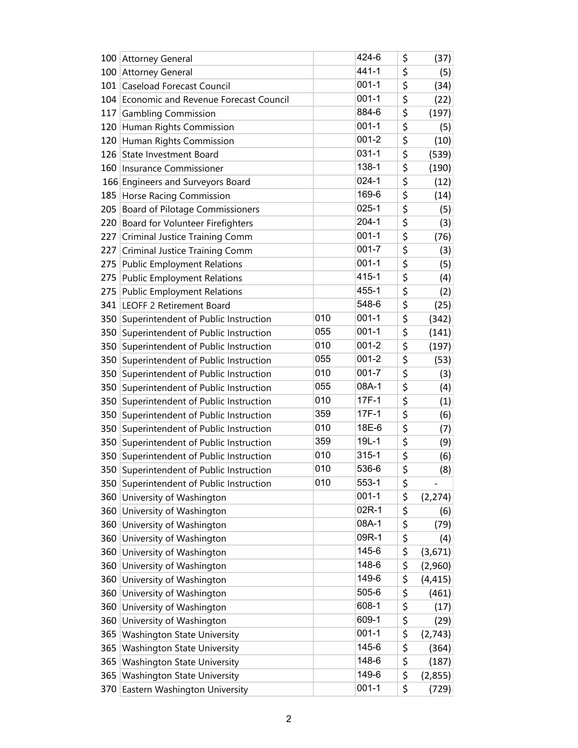| | | | | |
|---|---|---|---|---|
| 100 | Attorney General | | 424-6 | $ (37) |
| 100 | Attorney General | | 441-1 | $ (5) |
| 101 | Caseload Forecast Council | | 001-1 | $ (34) |
| 104 | Economic and Revenue Forecast Council | | 001-1 | $ (22) |
| 117 | Gambling Commission | | 884-6 | $ (197) |
| 120 | Human Rights Commission | | 001-1 | $ (5) |
| 120 | Human Rights Commission | | 001-2 | $ (10) |
| 126 | State Investment Board | | 031-1 | $ (539) |
| 160 | Insurance Commissioner | | 138-1 | $ (190) |
| 166 | Engineers and Surveyors Board | | 024-1 | $ (12) |
| 185 | Horse Racing Commission | | 169-6 | $ (14) |
| 205 | Board of Pilotage Commissioners | | 025-1 | $ (5) |
| 220 | Board for Volunteer Firefighters | | 204-1 | $ (3) |
| 227 | Criminal Justice Training Comm | | 001-1 | $ (76) |
| 227 | Criminal Justice Training Comm | | 001-7 | $ (3) |
| 275 | Public Employment Relations | | 001-1 | $ (5) |
| 275 | Public Employment Relations | | 415-1 | $ (4) |
| 275 | Public Employment Relations | | 455-1 | $ (2) |
| 341 | LEOFF 2 Retirement Board | | 548-6 | $ (25) |
| 350 | Superintendent of Public Instruction | 010 | 001-1 | $ (342) |
| 350 | Superintendent of Public Instruction | 055 | 001-1 | $ (141) |
| 350 | Superintendent of Public Instruction | 010 | 001-2 | $ (197) |
| 350 | Superintendent of Public Instruction | 055 | 001-2 | $ (53) |
| 350 | Superintendent of Public Instruction | 010 | 001-7 | $ (3) |
| 350 | Superintendent of Public Instruction | 055 | 08A-1 | $ (4) |
| 350 | Superintendent of Public Instruction | 010 | 17F-1 | $ (1) |
| 350 | Superintendent of Public Instruction | 359 | 17F-1 | $ (6) |
| 350 | Superintendent of Public Instruction | 010 | 18E-6 | $ (7) |
| 350 | Superintendent of Public Instruction | 359 | 19L-1 | $ (9) |
| 350 | Superintendent of Public Instruction | 010 | 315-1 | $ (6) |
| 350 | Superintendent of Public Instruction | 010 | 536-6 | $ (8) |
| 350 | Superintendent of Public Instruction | 010 | 553-1 | $ - |
| 360 | University of Washington | | 001-1 | $ (2,274) |
| 360 | University of Washington | | 02R-1 | $ (6) |
| 360 | University of Washington | | 08A-1 | $ (79) |
| 360 | University of Washington | | 09R-1 | $ (4) |
| 360 | University of Washington | | 145-6 | $ (3,671) |
| 360 | University of Washington | | 148-6 | $ (2,960) |
| 360 | University of Washington | | 149-6 | $ (4,415) |
| 360 | University of Washington | | 505-6 | $ (461) |
| 360 | University of Washington | | 608-1 | $ (17) |
| 360 | University of Washington | | 609-1 | $ (29) |
| 365 | Washington State University | | 001-1 | $ (2,743) |
| 365 | Washington State University | | 145-6 | $ (364) |
| 365 | Washington State University | | 148-6 | $ (187) |
| 365 | Washington State University | | 149-6 | $ (2,855) |
| 370 | Eastern Washington University | | 001-1 | $ (729) |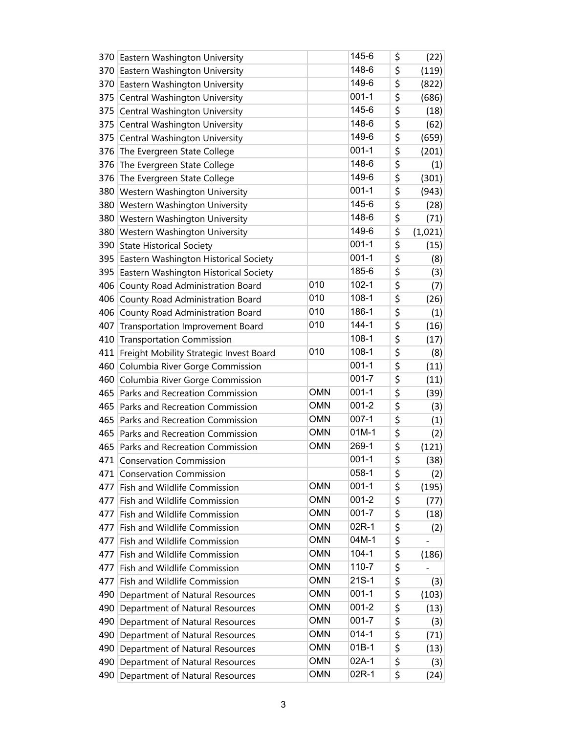| | | | | | |
|---|---|---|---|---|---|
| 370 | Eastern Washington University | | 145-6 | $ | (22) |
| 370 | Eastern Washington University | | 148-6 | $ | (119) |
| 370 | Eastern Washington University | | 149-6 | $ | (822) |
| 375 | Central Washington University | | 001-1 | $ | (686) |
| 375 | Central Washington University | | 145-6 | $ | (18) |
| 375 | Central Washington University | | 148-6 | $ | (62) |
| 375 | Central Washington University | | 149-6 | $ | (659) |
| 376 | The Evergreen State College | | 001-1 | $ | (201) |
| 376 | The Evergreen State College | | 148-6 | $ | (1) |
| 376 | The Evergreen State College | | 149-6 | $ | (301) |
| 380 | Western Washington University | | 001-1 | $ | (943) |
| 380 | Western Washington University | | 145-6 | $ | (28) |
| 380 | Western Washington University | | 148-6 | $ | (71) |
| 380 | Western Washington University | | 149-6 | $ | (1,021) |
| 390 | State Historical Society | | 001-1 | $ | (15) |
| 395 | Eastern Washington Historical Society | | 001-1 | $ | (8) |
| 395 | Eastern Washington Historical Society | | 185-6 | $ | (3) |
| 406 | County Road Administration Board | 010 | 102-1 | $ | (7) |
| 406 | County Road Administration Board | 010 | 108-1 | $ | (26) |
| 406 | County Road Administration Board | 010 | 186-1 | $ | (1) |
| 407 | Transportation Improvement Board | 010 | 144-1 | $ | (16) |
| 410 | Transportation Commission | | 108-1 | $ | (17) |
| 411 | Freight Mobility Strategic Invest Board | 010 | 108-1 | $ | (8) |
| 460 | Columbia River Gorge Commission | | 001-1 | $ | (11) |
| 460 | Columbia River Gorge Commission | | 001-7 | $ | (11) |
| 465 | Parks and Recreation Commission | OMN | 001-1 | $ | (39) |
| 465 | Parks and Recreation Commission | OMN | 001-2 | $ | (3) |
| 465 | Parks and Recreation Commission | OMN | 007-1 | $ | (1) |
| 465 | Parks and Recreation Commission | OMN | 01M-1 | $ | (2) |
| 465 | Parks and Recreation Commission | OMN | 269-1 | $ | (121) |
| 471 | Conservation Commission | | 001-1 | $ | (38) |
| 471 | Conservation Commission | | 058-1 | $ | (2) |
| 477 | Fish and Wildlife Commission | OMN | 001-1 | $ | (195) |
| 477 | Fish and Wildlife Commission | OMN | 001-2 | $ | (77) |
| 477 | Fish and Wildlife Commission | OMN | 001-7 | $ | (18) |
| 477 | Fish and Wildlife Commission | OMN | 02R-1 | $ | (2) |
| 477 | Fish and Wildlife Commission | OMN | 04M-1 | $ | - |
| 477 | Fish and Wildlife Commission | OMN | 104-1 | $ | (186) |
| 477 | Fish and Wildlife Commission | OMN | 110-7 | $ | - |
| 477 | Fish and Wildlife Commission | OMN | 21S-1 | $ | (3) |
| 490 | Department of Natural Resources | OMN | 001-1 | $ | (103) |
| 490 | Department of Natural Resources | OMN | 001-2 | $ | (13) |
| 490 | Department of Natural Resources | OMN | 001-7 | $ | (3) |
| 490 | Department of Natural Resources | OMN | 014-1 | $ | (71) |
| 490 | Department of Natural Resources | OMN | 01B-1 | $ | (13) |
| 490 | Department of Natural Resources | OMN | 02A-1 | $ | (3) |
| 490 | Department of Natural Resources | OMN | 02R-1 | $ | (24) |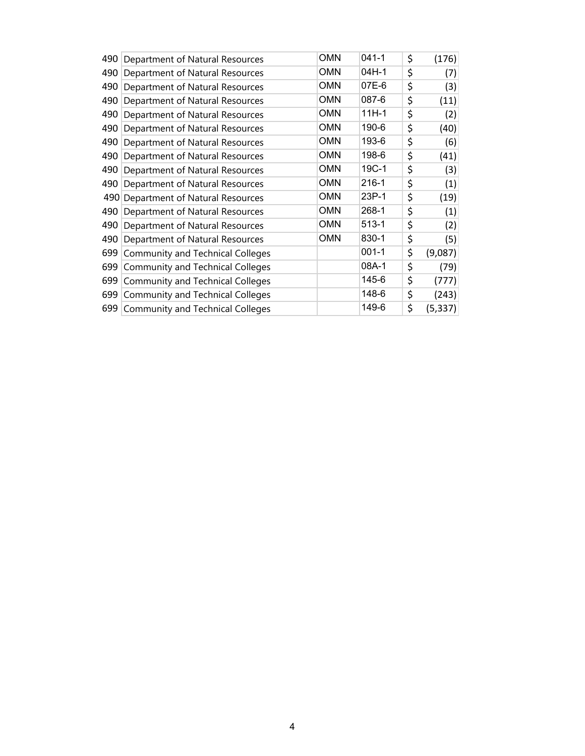| | | | | |
|---|---|---|---|---|
| 490 | Department of Natural Resources | OMN | 041-1 | $ (176) |
| 490 | Department of Natural Resources | OMN | 04H-1 | $ (7) |
| 490 | Department of Natural Resources | OMN | 07E-6 | $ (3) |
| 490 | Department of Natural Resources | OMN | 087-6 | $ (11) |
| 490 | Department of Natural Resources | OMN | 11H-1 | $ (2) |
| 490 | Department of Natural Resources | OMN | 190-6 | $ (40) |
| 490 | Department of Natural Resources | OMN | 193-6 | $ (6) |
| 490 | Department of Natural Resources | OMN | 198-6 | $ (41) |
| 490 | Department of Natural Resources | OMN | 19C-1 | $ (3) |
| 490 | Department of Natural Resources | OMN | 216-1 | $ (1) |
| 490 | Department of Natural Resources | OMN | 23P-1 | $ (19) |
| 490 | Department of Natural Resources | OMN | 268-1 | $ (1) |
| 490 | Department of Natural Resources | OMN | 513-1 | $ (2) |
| 490 | Department of Natural Resources | OMN | 830-1 | $ (5) |
| 699 | Community and Technical Colleges | | 001-1 | $ (9,087) |
| 699 | Community and Technical Colleges | | 08A-1 | $ (79) |
| 699 | Community and Technical Colleges | | 145-6 | $ (777) |
| 699 | Community and Technical Colleges | | 148-6 | $ (243) |
| 699 | Community and Technical Colleges | | 149-6 | $ (5,337) |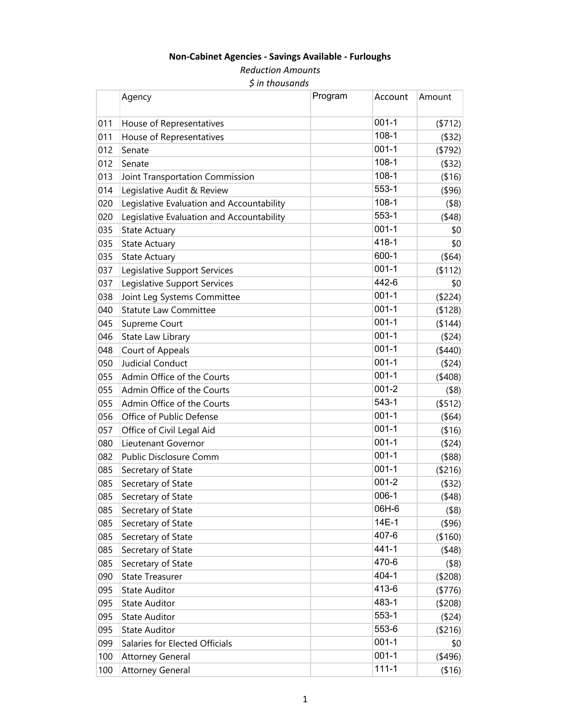**Non-Cabinet Agencies - Savings Available - Furloughs**

*Reduction Amounts*

*$ in thousands*

| | Agency | Program | Account | Amount |
|---|---|---|---|---|
| 011 | House of Representatives | | 001-1 | ($712) |
| 011 | House of Representatives | | 108-1 | ($32) |
| 012 | Senate | | 001-1 | ($792) |
| 012 | Senate | | 108-1 | ($32) |
| 013 | Joint Transportation Commission | | 108-1 | ($16) |
| 014 | Legislative Audit & Review | | 553-1 | ($96) |
| 020 | Legislative Evaluation and Accountability | | 108-1 | ($8) |
| 020 | Legislative Evaluation and Accountability | | 553-1 | ($48) |
| 035 | State Actuary | | 001-1 | $0 |
| 035 | State Actuary | | 418-1 | $0 |
| 035 | State Actuary | | 600-1 | ($64) |
| 037 | Legislative Support Services | | 001-1 | ($112) |
| 037 | Legislative Support Services | | 442-6 | $0 |
| 038 | Joint Leg Systems Committee | | 001-1 | ($224) |
| 040 | Statute Law Committee | | 001-1 | ($128) |
| 045 | Supreme Court | | 001-1 | ($144) |
| 046 | State Law Library | | 001-1 | ($24) |
| 048 | Court of Appeals | | 001-1 | ($440) |
| 050 | Judicial Conduct | | 001-1 | ($24) |
| 055 | Admin Office of the Courts | | 001-1 | ($408) |
| 055 | Admin Office of the Courts | | 001-2 | ($8) |
| 055 | Admin Office of the Courts | | 543-1 | ($512) |
| 056 | Office of Public Defense | | 001-1 | ($64) |
| 057 | Office of Civil Legal Aid | | 001-1 | ($16) |
| 080 | Lieutenant Governor | | 001-1 | ($24) |
| 082 | Public Disclosure Comm | | 001-1 | ($88) |
| 085 | Secretary of State | | 001-1 | ($216) |
| 085 | Secretary of State | | 001-2 | ($32) |
| 085 | Secretary of State | | 006-1 | ($48) |
| 085 | Secretary of State | | 06H-6 | ($8) |
| 085 | Secretary of State | | 14E-1 | ($96) |
| 085 | Secretary of State | | 407-6 | ($160) |
| 085 | Secretary of State | | 441-1 | ($48) |
| 085 | Secretary of State | | 470-6 | ($8) |
| 090 | State Treasurer | | 404-1 | ($208) |
| 095 | State Auditor | | 413-6 | ($776) |
| 095 | State Auditor | | 483-1 | ($208) |
| 095 | State Auditor | | 553-1 | ($24) |
| 095 | State Auditor | | 553-6 | ($216) |
| 099 | Salaries for Elected Officials | | 001-1 | $0 |
| 100 | Attorney General | | 001-1 | ($496) |
| 100 | Attorney General | | 111-1 | ($16) |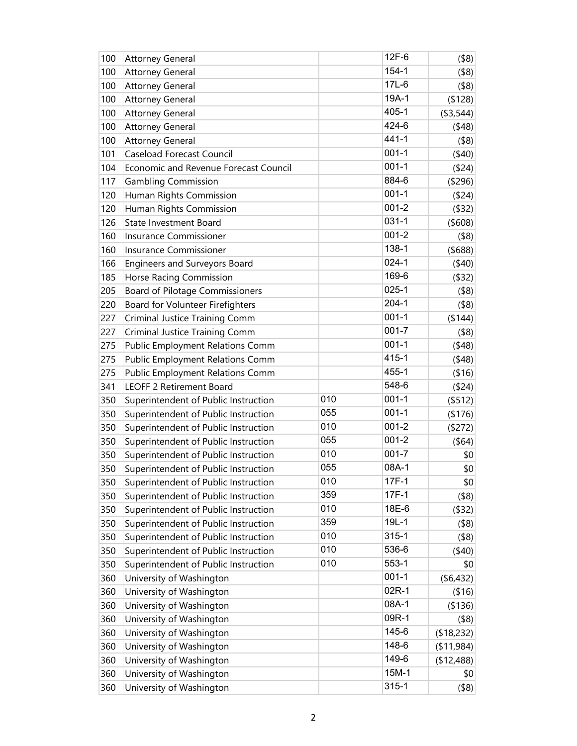| | | | | |
|---|---|---|---|---|
| 100 | Attorney General | | 12F-6 | ($8) |
| 100 | Attorney General | | 154-1 | ($8) |
| 100 | Attorney General | | 17L-6 | ($8) |
| 100 | Attorney General | | 19A-1 | ($128) |
| 100 | Attorney General | | 405-1 | ($3,544) |
| 100 | Attorney General | | 424-6 | ($48) |
| 100 | Attorney General | | 441-1 | ($8) |
| 101 | Caseload Forecast Council | | 001-1 | ($40) |
| 104 | Economic and Revenue Forecast Council | | 001-1 | ($24) |
| 117 | Gambling Commission | | 884-6 | ($296) |
| 120 | Human Rights Commission | | 001-1 | ($24) |
| 120 | Human Rights Commission | | 001-2 | ($32) |
| 126 | State Investment Board | | 031-1 | ($608) |
| 160 | Insurance Commissioner | | 001-2 | ($8) |
| 160 | Insurance Commissioner | | 138-1 | ($688) |
| 166 | Engineers and Surveyors Board | | 024-1 | ($40) |
| 185 | Horse Racing Commission | | 169-6 | ($32) |
| 205 | Board of Pilotage Commissioners | | 025-1 | ($8) |
| 220 | Board for Volunteer Firefighters | | 204-1 | ($8) |
| 227 | Criminal Justice Training Comm | | 001-1 | ($144) |
| 227 | Criminal Justice Training Comm | | 001-7 | ($8) |
| 275 | Public Employment Relations Comm | | 001-1 | ($48) |
| 275 | Public Employment Relations Comm | | 415-1 | ($48) |
| 275 | Public Employment Relations Comm | | 455-1 | ($16) |
| 341 | LEOFF 2 Retirement Board | | 548-6 | ($24) |
| 350 | Superintendent of Public Instruction | 010 | 001-1 | ($512) |
| 350 | Superintendent of Public Instruction | 055 | 001-1 | ($176) |
| 350 | Superintendent of Public Instruction | 010 | 001-2 | ($272) |
| 350 | Superintendent of Public Instruction | 055 | 001-2 | ($64) |
| 350 | Superintendent of Public Instruction | 010 | 001-7 | $0 |
| 350 | Superintendent of Public Instruction | 055 | 08A-1 | $0 |
| 350 | Superintendent of Public Instruction | 010 | 17F-1 | $0 |
| 350 | Superintendent of Public Instruction | 359 | 17F-1 | ($8) |
| 350 | Superintendent of Public Instruction | 010 | 18E-6 | ($32) |
| 350 | Superintendent of Public Instruction | 359 | 19L-1 | ($8) |
| 350 | Superintendent of Public Instruction | 010 | 315-1 | ($8) |
| 350 | Superintendent of Public Instruction | 010 | 536-6 | ($40) |
| 350 | Superintendent of Public Instruction | 010 | 553-1 | $0 |
| 360 | University of Washington | | 001-1 | ($6,432) |
| 360 | University of Washington | | 02R-1 | ($16) |
| 360 | University of Washington | | 08A-1 | ($136) |
| 360 | University of Washington | | 09R-1 | ($8) |
| 360 | University of Washington | | 145-6 | ($18,232) |
| 360 | University of Washington | | 148-6 | ($11,984) |
| 360 | University of Washington | | 149-6 | ($12,488) |
| 360 | University of Washington | | 15M-1 | $0 |
| 360 | University of Washington | | 315-1 | ($8) |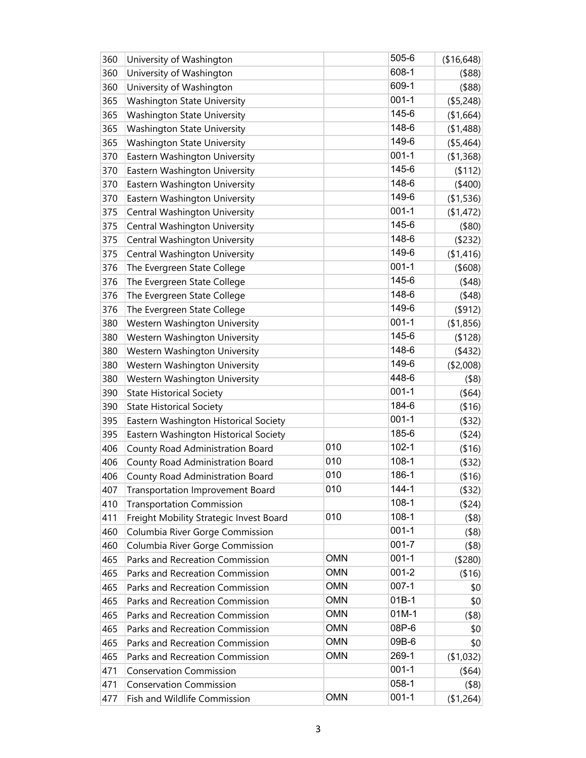| | | | | |
|---|---|---|---|---|
| 360 | University of Washington | | 505-6 | ($16,648) |
| 360 | University of Washington | | 608-1 | ($88) |
| 360 | University of Washington | | 609-1 | ($88) |
| 365 | Washington State University | | 001-1 | ($5,248) |
| 365 | Washington State University | | 145-6 | ($1,664) |
| 365 | Washington State University | | 148-6 | ($1,488) |
| 365 | Washington State University | | 149-6 | ($5,464) |
| 370 | Eastern Washington University | | 001-1 | ($1,368) |
| 370 | Eastern Washington University | | 145-6 | ($112) |
| 370 | Eastern Washington University | | 148-6 | ($400) |
| 370 | Eastern Washington University | | 149-6 | ($1,536) |
| 375 | Central Washington University | | 001-1 | ($1,472) |
| 375 | Central Washington University | | 145-6 | ($80) |
| 375 | Central Washington University | | 148-6 | ($232) |
| 375 | Central Washington University | | 149-6 | ($1,416) |
| 376 | The Evergreen State College | | 001-1 | ($608) |
| 376 | The Evergreen State College | | 145-6 | ($48) |
| 376 | The Evergreen State College | | 148-6 | ($48) |
| 376 | The Evergreen State College | | 149-6 | ($912) |
| 380 | Western Washington University | | 001-1 | ($1,856) |
| 380 | Western Washington University | | 145-6 | ($128) |
| 380 | Western Washington University | | 148-6 | ($432) |
| 380 | Western Washington University | | 149-6 | ($2,008) |
| 380 | Western Washington University | | 448-6 | ($8) |
| 390 | State Historical Society | | 001-1 | ($64) |
| 390 | State Historical Society | | 184-6 | ($16) |
| 395 | Eastern Washington Historical Society | | 001-1 | ($32) |
| 395 | Eastern Washington Historical Society | | 185-6 | ($24) |
| 406 | County Road Administration Board | 010 | 102-1 | ($16) |
| 406 | County Road Administration Board | 010 | 108-1 | ($32) |
| 406 | County Road Administration Board | 010 | 186-1 | ($16) |
| 407 | Transportation Improvement Board | 010 | 144-1 | ($32) |
| 410 | Transportation Commission | | 108-1 | ($24) |
| 411 | Freight Mobility Strategic Invest Board | 010 | 108-1 | ($8) |
| 460 | Columbia River Gorge Commission | | 001-1 | ($8) |
| 460 | Columbia River Gorge Commission | | 001-7 | ($8) |
| 465 | Parks and Recreation Commission | OMN | 001-1 | ($280) |
| 465 | Parks and Recreation Commission | OMN | 001-2 | ($16) |
| 465 | Parks and Recreation Commission | OMN | 007-1 | $0 |
| 465 | Parks and Recreation Commission | OMN | 01B-1 | $0 |
| 465 | Parks and Recreation Commission | OMN | 01M-1 | ($8) |
| 465 | Parks and Recreation Commission | OMN | 08P-6 | $0 |
| 465 | Parks and Recreation Commission | OMN | 09B-6 | $0 |
| 465 | Parks and Recreation Commission | OMN | 269-1 | ($1,032) |
| 471 | Conservation Commission | | 001-1 | ($64) |
| 471 | Conservation Commission | | 058-1 | ($8) |
| 477 | Fish and Wildlife Commission | OMN | 001-1 | ($1,264) |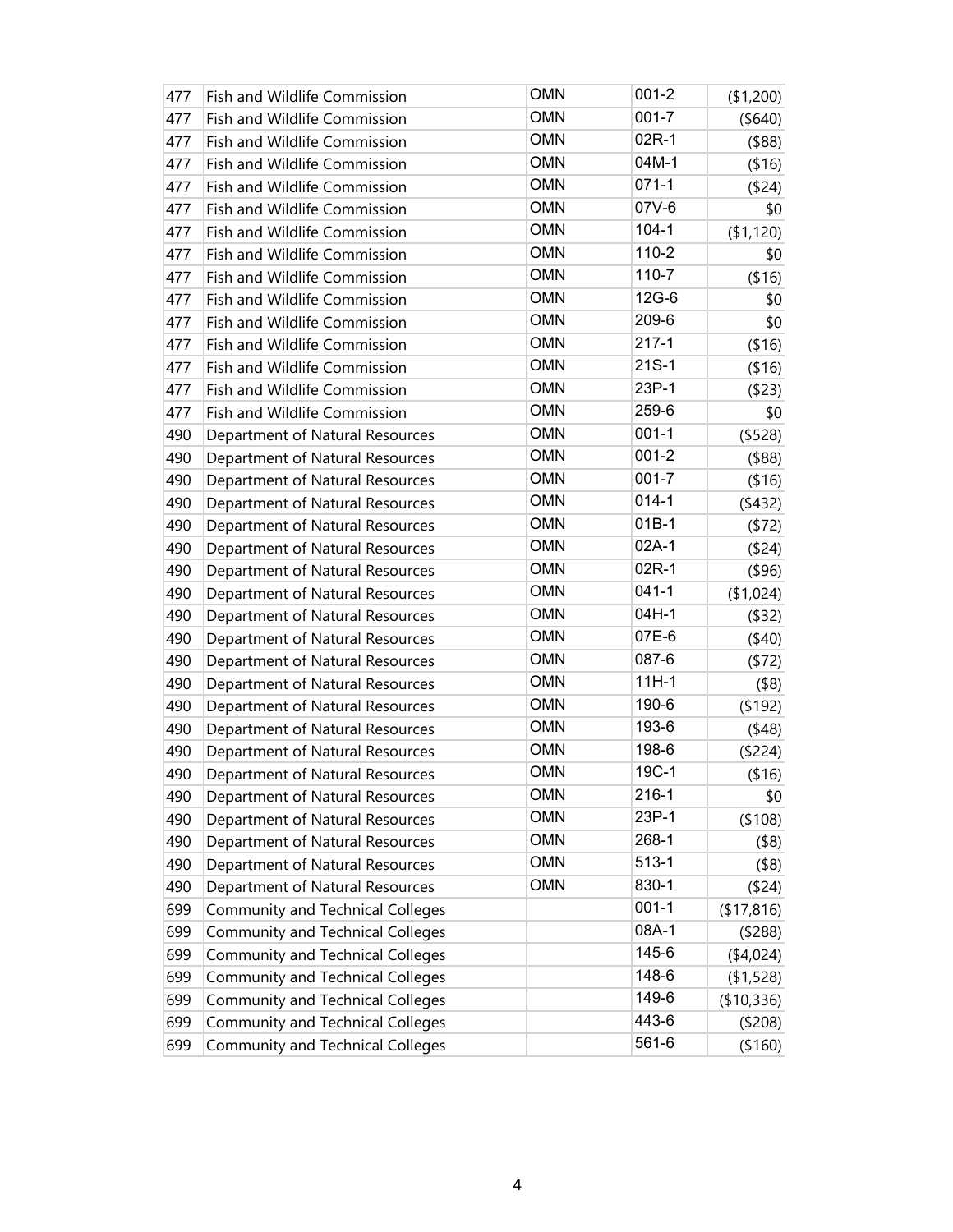| | | | | |
|---|---|---|---|---|
| 477 | Fish and Wildlife Commission | OMN | 001-2 | ($1,200) |
| 477 | Fish and Wildlife Commission | OMN | 001-7 | ($640) |
| 477 | Fish and Wildlife Commission | OMN | 02R-1 | ($88) |
| 477 | Fish and Wildlife Commission | OMN | 04M-1 | ($16) |
| 477 | Fish and Wildlife Commission | OMN | 071-1 | ($24) |
| 477 | Fish and Wildlife Commission | OMN | 07V-6 | $0 |
| 477 | Fish and Wildlife Commission | OMN | 104-1 | ($1,120) |
| 477 | Fish and Wildlife Commission | OMN | 110-2 | $0 |
| 477 | Fish and Wildlife Commission | OMN | 110-7 | ($16) |
| 477 | Fish and Wildlife Commission | OMN | 12G-6 | $0 |
| 477 | Fish and Wildlife Commission | OMN | 209-6 | $0 |
| 477 | Fish and Wildlife Commission | OMN | 217-1 | ($16) |
| 477 | Fish and Wildlife Commission | OMN | 21S-1 | ($16) |
| 477 | Fish and Wildlife Commission | OMN | 23P-1 | ($23) |
| 477 | Fish and Wildlife Commission | OMN | 259-6 | $0 |
| 490 | Department of Natural Resources | OMN | 001-1 | ($528) |
| 490 | Department of Natural Resources | OMN | 001-2 | ($88) |
| 490 | Department of Natural Resources | OMN | 001-7 | ($16) |
| 490 | Department of Natural Resources | OMN | 014-1 | ($432) |
| 490 | Department of Natural Resources | OMN | 01B-1 | ($72) |
| 490 | Department of Natural Resources | OMN | 02A-1 | ($24) |
| 490 | Department of Natural Resources | OMN | 02R-1 | ($96) |
| 490 | Department of Natural Resources | OMN | 041-1 | ($1,024) |
| 490 | Department of Natural Resources | OMN | 04H-1 | ($32) |
| 490 | Department of Natural Resources | OMN | 07E-6 | ($40) |
| 490 | Department of Natural Resources | OMN | 087-6 | ($72) |
| 490 | Department of Natural Resources | OMN | 11H-1 | ($8) |
| 490 | Department of Natural Resources | OMN | 190-6 | ($192) |
| 490 | Department of Natural Resources | OMN | 193-6 | ($48) |
| 490 | Department of Natural Resources | OMN | 198-6 | ($224) |
| 490 | Department of Natural Resources | OMN | 19C-1 | ($16) |
| 490 | Department of Natural Resources | OMN | 216-1 | $0 |
| 490 | Department of Natural Resources | OMN | 23P-1 | ($108) |
| 490 | Department of Natural Resources | OMN | 268-1 | ($8) |
| 490 | Department of Natural Resources | OMN | 513-1 | ($8) |
| 490 | Department of Natural Resources | OMN | 830-1 | ($24) |
| 699 | Community and Technical Colleges | | 001-1 | ($17,816) |
| 699 | Community and Technical Colleges | | 08A-1 | ($288) |
| 699 | Community and Technical Colleges | | 145-6 | ($4,024) |
| 699 | Community and Technical Colleges | | 148-6 | ($1,528) |
| 699 | Community and Technical Colleges | | 149-6 | ($10,336) |
| 699 | Community and Technical Colleges | | 443-6 | ($208) |
| 699 | Community and Technical Colleges | | 561-6 | ($160) |